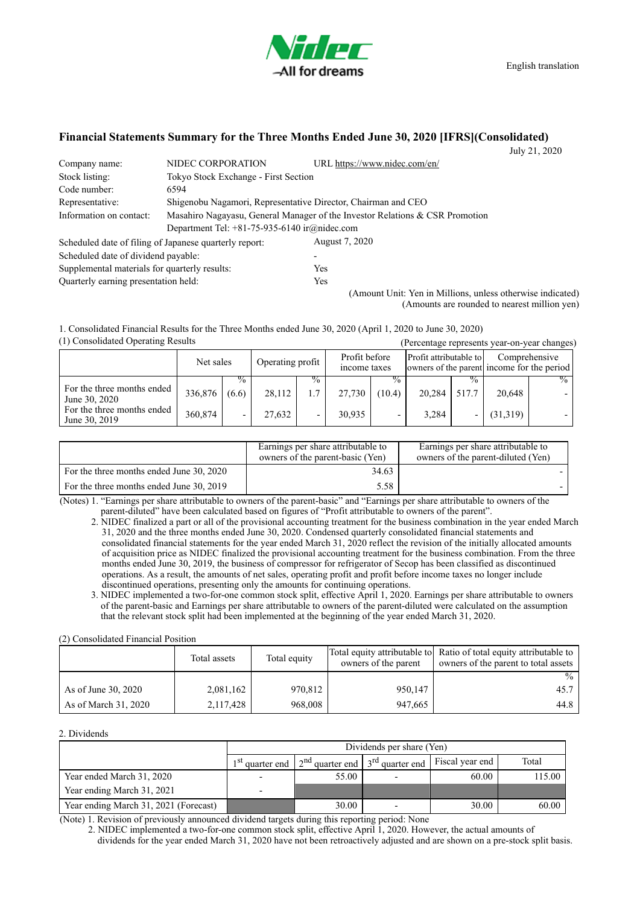Nidec
All for dreams

English translation

# Financial Statements Summary for the Three Months Ended June 30, 2020 [IFRS](Consolidated)

July 21, 2020

| | | |
|---|---|---|
| Company name: | NIDEC CORPORATION | URL https://www.nidec.com/en/ |
| Stock listing: | Tokyo Stock Exchange - First Section | |
| Code number: | 6594 | |
| Representative: | Shigenobu Nagamori, Representative Director, Chairman and CEO | |
| Information on contact: | Masahiro Nagayasu, General Manager of the Investor Relations & CSR Promotion Department Tel: +81-75-935-6140 ir@nidec.com | |

| | |
|---|---|
| Scheduled date of filing of Japanese quarterly report: | August 7, 2020 |
| Scheduled date of dividend payable: | - |
| Supplemental materials for quarterly results: | Yes |
| Quarterly earning presentation held: | Yes |

(Amount Unit: Yen in Millions, unless otherwise indicated)
(Amounts are rounded to nearest million yen)

1. Consolidated Financial Results for the Three Months ended June 30, 2020 (April 1, 2020 to June 30, 2020)

(1) Consolidated Operating Results

(Percentage represents year-on-year changes)

| | Net sales | | Operating profit | | Profit before income taxes | | Profit attributable to owners of the parent | | Comprehensive income for the period | |
|---|---|---|---|---|---|---|---|---|---|---|
| | | % | | % | | % | | % | | % |
| For the three months ended June 30, 2020 | 336,876 | (6.6) | 28,112 | 1.7 | 27,730 | (10.4) | 20,284 | 517.7 | 20,648 | - |
| For the three months ended June 30, 2019 | 360,874 | - | 27,632 | - | 30,935 | - | 3,284 | - | (31,319) | - |

| | Earnings per share attributable to owners of the parent-basic (Yen) | Earnings per share attributable to owners of the parent-diluted (Yen) |
|---|---|---|
| For the three months ended June 30, 2020 | 34.63 | - |
| For the three months ended June 30, 2019 | 5.58 | - |

(Notes) 1. "Earnings per share attributable to owners of the parent-basic" and "Earnings per share attributable to owners of the parent-diluted" have been calculated based on figures of "Profit attributable to owners of the parent".

2. NIDEC finalized a part or all of the provisional accounting treatment for the business combination in the year ended March 31, 2020 and the three months ended June 30, 2020. Condensed quarterly consolidated financial statements and consolidated financial statements for the year ended March 31, 2020 reflect the revision of the initially allocated amounts of acquisition price as NIDEC finalized the provisional accounting treatment for the business combination. From the three months ended June 30, 2019, the business of compressor for refrigerator of Secop has been classified as discontinued operations. As a result, the amounts of net sales, operating profit and profit before income taxes no longer include discontinued operations, presenting only the amounts for continuing operations.

3. NIDEC implemented a two-for-one common stock split, effective April 1, 2020. Earnings per share attributable to owners of the parent-basic and Earnings per share attributable to owners of the parent-diluted were calculated on the assumption that the relevant stock split had been implemented at the beginning of the year ended March 31, 2020.

(2) Consolidated Financial Position

| | Total assets | Total equity | Total equity attributable to owners of the parent | Ratio of total equity attributable to owners of the parent to total assets |
|---|---|---|---|---|
| | | | | % |
| As of June 30, 2020 | 2,081,162 | 970,812 | 950,147 | 45.7 |
| As of March 31, 2020 | 2,117,428 | 968,008 | 947,665 | 44.8 |

2. Dividends

| | Dividends per share (Yen) | | | | |
|---|---|---|---|---|---|
| | 1st quarter end | 2nd quarter end | 3rd quarter end | Fiscal year end | Total |
| Year ended March 31, 2020 | - | 55.00 | - | 60.00 | 115.00 |
| Year ending March 31, 2021 | - | | | | |
| Year ending March 31, 2021 (Forecast) | | 30.00 | - | 30.00 | 60.00 |

(Note) 1. Revision of previously announced dividend targets during this reporting period: None

2. NIDEC implemented a two-for-one common stock split, effective April 1, 2020. However, the actual amounts of dividends for the year ended March 31, 2020 have not been retroactively adjusted and are shown on a pre-stock split basis.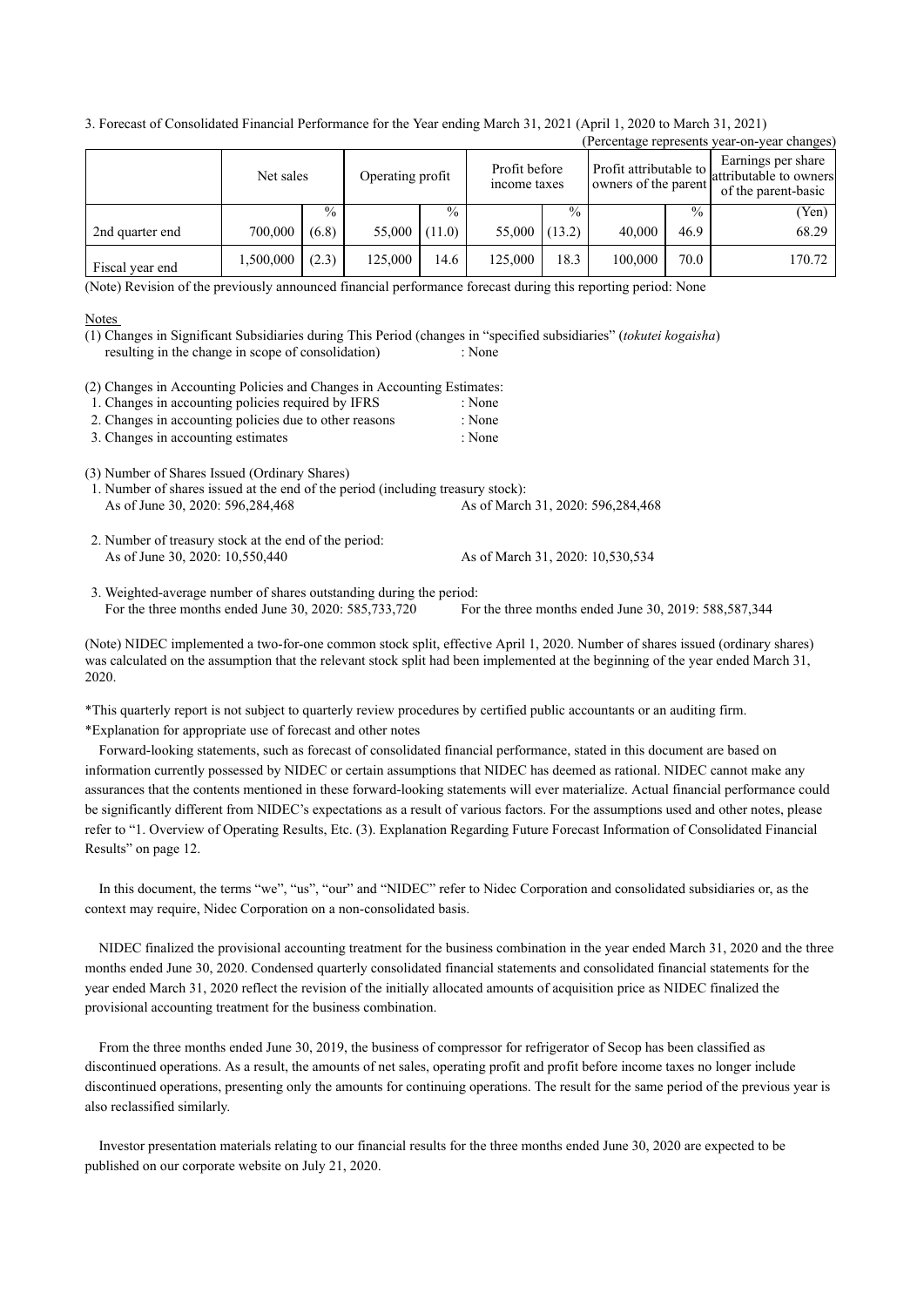3. Forecast of Consolidated Financial Performance for the Year ending March 31, 2021 (April 1, 2020 to March 31, 2021)

(Percentage represents year-on-year changes)

| | Net sales | | Operating profit | | Profit before income taxes | | Profit attributable to owners of the parent | | Earnings per share attributable to owners of the parent-basic |
|---|---|---|---|---|---|---|---|---|---|
| | | % | | % | | % | | % | (Yen) |
| 2nd quarter end | 700,000 | (6.8) | 55,000 | (11.0) | 55,000 | (13.2) | 40,000 | 46.9 | 68.29 |
| Fiscal year end | 1,500,000 | (2.3) | 125,000 | 14.6 | 125,000 | 18.3 | 100,000 | 70.0 | 170.72 |

(Note) Revision of the previously announced financial performance forecast during this reporting period: None

Notes

(1) Changes in Significant Subsidiaries during This Period (changes in "specified subsidiaries" (*tokutei kogaisha*) resulting in the change in scope of consolidation) : None

(2) Changes in Accounting Policies and Changes in Accounting Estimates:
1. Changes in accounting policies required by IFRS : None
2. Changes in accounting policies due to other reasons : None
3. Changes in accounting estimates : None

(3) Number of Shares Issued (Ordinary Shares)
1. Number of shares issued at the end of the period (including treasury stock):
As of June 30, 2020: 596,284,468 As of March 31, 2020: 596,284,468

2. Number of treasury stock at the end of the period:
As of June 30, 2020: 10,550,440 As of March 31, 2020: 10,530,534

3. Weighted-average number of shares outstanding during the period:
For the three months ended June 30, 2020: 585,733,720 For the three months ended June 30, 2019: 588,587,344

(Note) NIDEC implemented a two-for-one common stock split, effective April 1, 2020. Number of shares issued (ordinary shares) was calculated on the assumption that the relevant stock split had been implemented at the beginning of the year ended March 31, 2020.

*This quarterly report is not subject to quarterly review procedures by certified public accountants or an auditing firm.

*Explanation for appropriate use of forecast and other notes

Forward-looking statements, such as forecast of consolidated financial performance, stated in this document are based on information currently possessed by NIDEC or certain assumptions that NIDEC has deemed as rational. NIDEC cannot make any assurances that the contents mentioned in these forward-looking statements will ever materialize. Actual financial performance could be significantly different from NIDEC's expectations as a result of various factors. For the assumptions used and other notes, please refer to "1. Overview of Operating Results, Etc. (3). Explanation Regarding Future Forecast Information of Consolidated Financial Results" on page 12.

In this document, the terms "we", "us", "our" and "NIDEC" refer to Nidec Corporation and consolidated subsidiaries or, as the context may require, Nidec Corporation on a non-consolidated basis.

NIDEC finalized the provisional accounting treatment for the business combination in the year ended March 31, 2020 and the three months ended June 30, 2020. Condensed quarterly consolidated financial statements and consolidated financial statements for the year ended March 31, 2020 reflect the revision of the initially allocated amounts of acquisition price as NIDEC finalized the provisional accounting treatment for the business combination.

From the three months ended June 30, 2019, the business of compressor for refrigerator of Secop has been classified as discontinued operations. As a result, the amounts of net sales, operating profit and profit before income taxes no longer include discontinued operations, presenting only the amounts for continuing operations. The result for the same period of the previous year is also reclassified similarly.

Investor presentation materials relating to our financial results for the three months ended June 30, 2020 are expected to be published on our corporate website on July 21, 2020.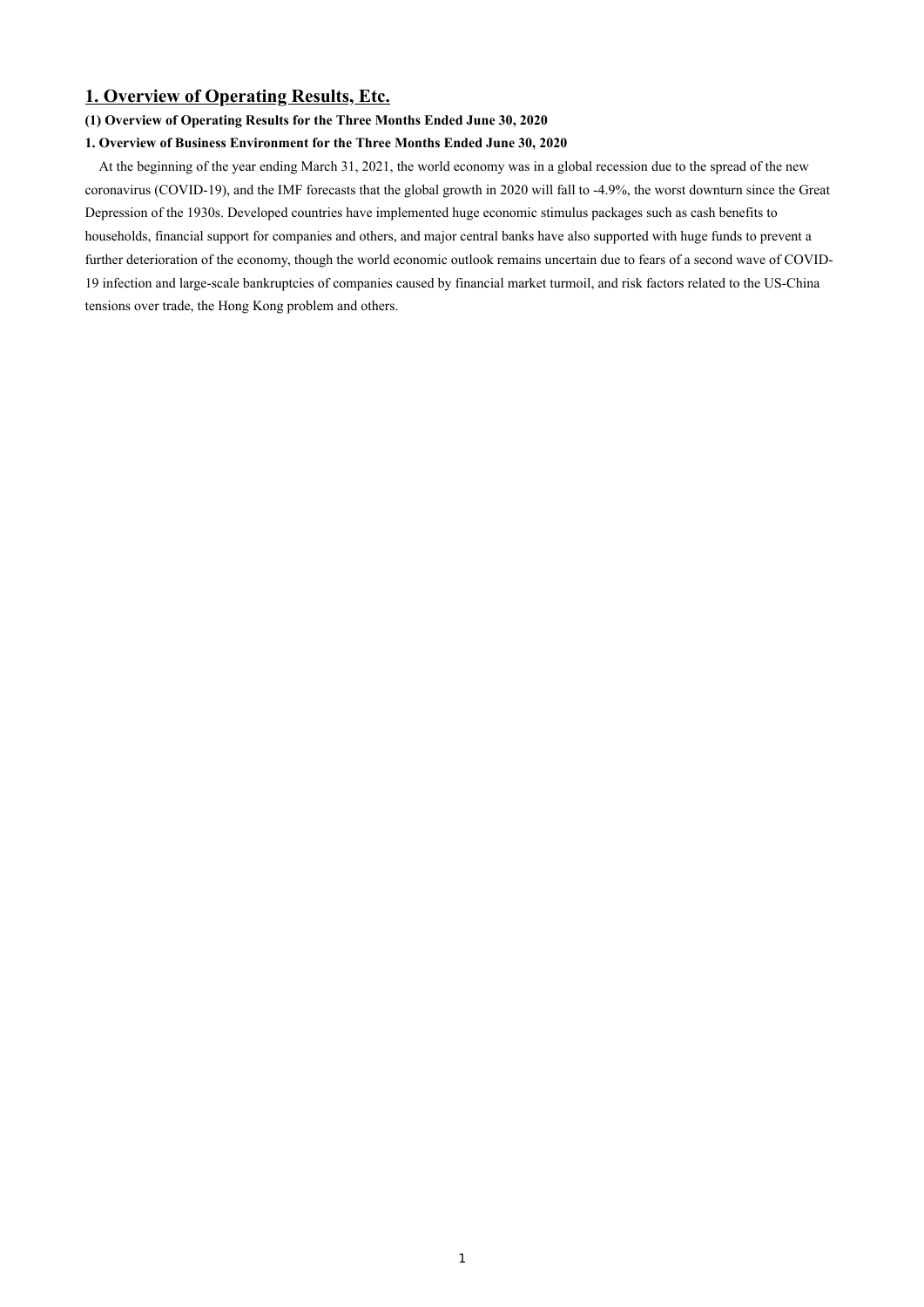# 1. Overview of Operating Results, Etc.

### (1) Overview of Operating Results for the Three Months Ended June 30, 2020

#### 1. Overview of Business Environment for the Three Months Ended June 30, 2020

At the beginning of the year ending March 31, 2021, the world economy was in a global recession due to the spread of the new coronavirus (COVID-19), and the IMF forecasts that the global growth in 2020 will fall to -4.9%, the worst downturn since the Great Depression of the 1930s. Developed countries have implemented huge economic stimulus packages such as cash benefits to households, financial support for companies and others, and major central banks have also supported with huge funds to prevent a further deterioration of the economy, though the world economic outlook remains uncertain due to fears of a second wave of COVID-19 infection and large-scale bankruptcies of companies caused by financial market turmoil, and risk factors related to the US-China tensions over trade, the Hong Kong problem and others.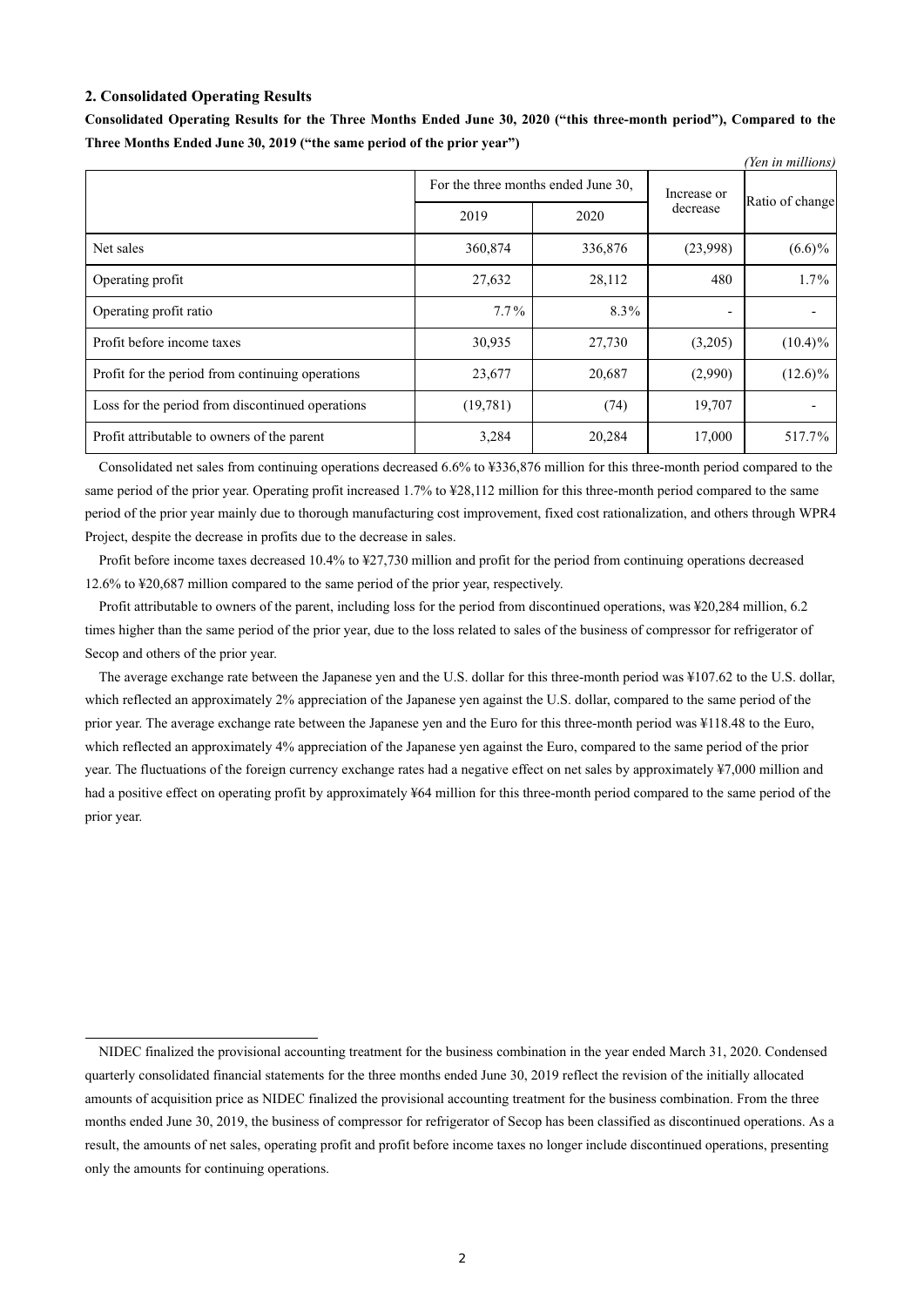## 2. Consolidated Operating Results

**Consolidated Operating Results for the Three Months Ended June 30, 2020 ("this three-month period"), Compared to the Three Months Ended June 30, 2019 ("the same period of the prior year")**

*(Yen in millions)*

| | For the three months ended June 30, | | Increase or decrease | Ratio of change |
|---|---|---|---|---|
| | 2019 | 2020 | | |
| Net sales | 360,874 | 336,876 | (23,998) | (6.6)% |
| Operating profit | 27,632 | 28,112 | 480 | 1.7% |
| Operating profit ratio | 7.7% | 8.3% | - | - |
| Profit before income taxes | 30,935 | 27,730 | (3,205) | (10.4)% |
| Profit for the period from continuing operations | 23,677 | 20,687 | (2,990) | (12.6)% |
| Loss for the period from discontinued operations | (19,781) | (74) | 19,707 | - |
| Profit attributable to owners of the parent | 3,284 | 20,284 | 17,000 | 517.7% |

Consolidated net sales from continuing operations decreased 6.6% to ¥336,876 million for this three-month period compared to the same period of the prior year. Operating profit increased 1.7% to ¥28,112 million for this three-month period compared to the same period of the prior year mainly due to thorough manufacturing cost improvement, fixed cost rationalization, and others through WPR4 Project, despite the decrease in profits due to the decrease in sales.

Profit before income taxes decreased 10.4% to ¥27,730 million and profit for the period from continuing operations decreased 12.6% to ¥20,687 million compared to the same period of the prior year, respectively.

Profit attributable to owners of the parent, including loss for the period from discontinued operations, was ¥20,284 million, 6.2 times higher than the same period of the prior year, due to the loss related to sales of the business of compressor for refrigerator of Secop and others of the prior year.

The average exchange rate between the Japanese yen and the U.S. dollar for this three-month period was ¥107.62 to the U.S. dollar, which reflected an approximately 2% appreciation of the Japanese yen against the U.S. dollar, compared to the same period of the prior year. The average exchange rate between the Japanese yen and the Euro for this three-month period was ¥118.48 to the Euro, which reflected an approximately 4% appreciation of the Japanese yen against the Euro, compared to the same period of the prior year. The fluctuations of the foreign currency exchange rates had a negative effect on net sales by approximately ¥7,000 million and had a positive effect on operating profit by approximately ¥64 million for this three-month period compared to the same period of the prior year.

---

NIDEC finalized the provisional accounting treatment for the business combination in the year ended March 31, 2020. Condensed quarterly consolidated financial statements for the three months ended June 30, 2019 reflect the revision of the initially allocated amounts of acquisition price as NIDEC finalized the provisional accounting treatment for the business combination. From the three months ended June 30, 2019, the business of compressor for refrigerator of Secop has been classified as discontinued operations. As a result, the amounts of net sales, operating profit and profit before income taxes no longer include discontinued operations, presenting only the amounts for continuing operations.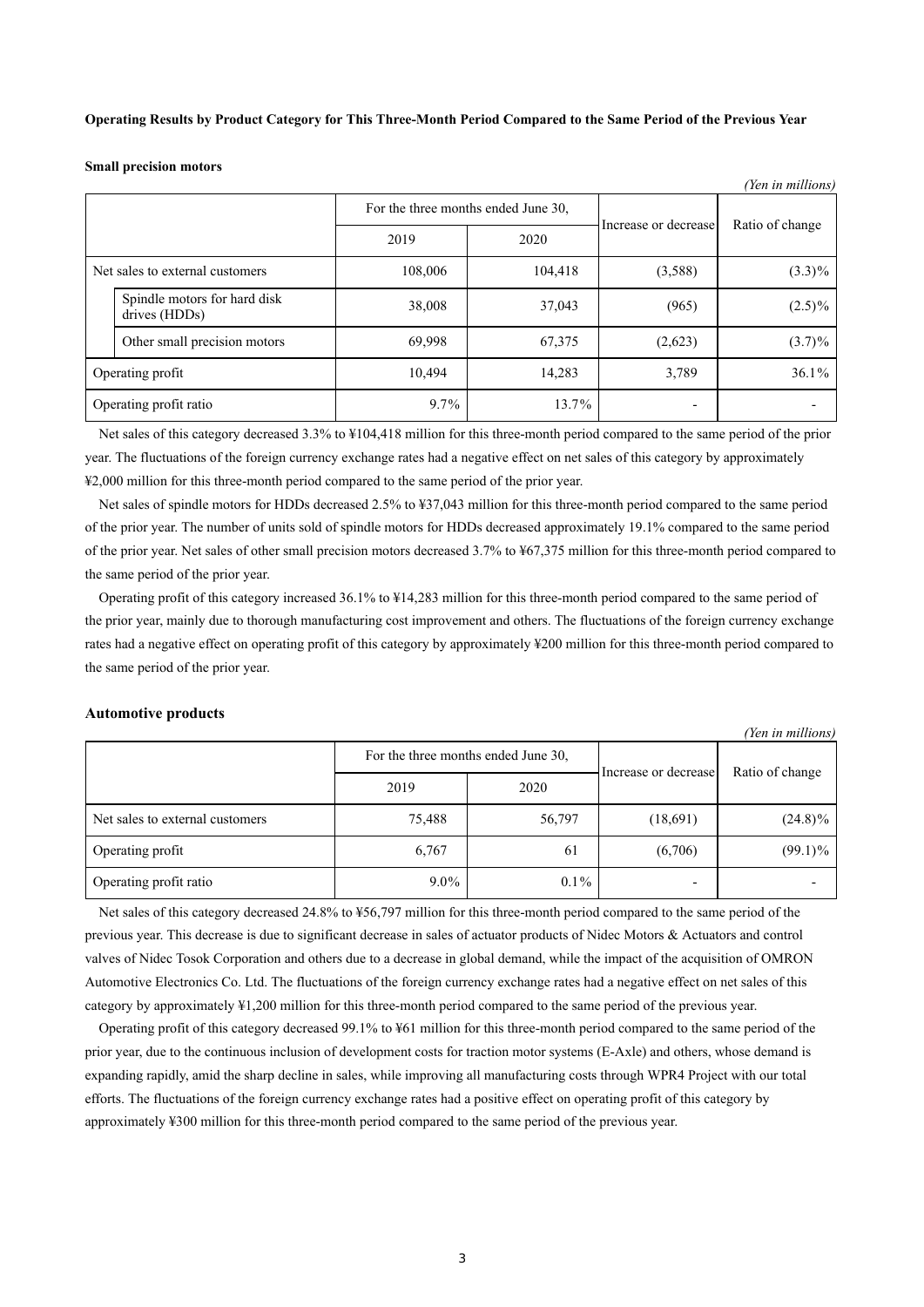**Operating Results by Product Category for This Three-Month Period Compared to the Same Period of the Previous Year**

**Small precision motors**

*(Yen in millions)*

| | For the three months ended June 30, | | Increase or decrease | Ratio of change |
|---|---|---|---|---|
| | 2019 | 2020 | | |
| Net sales to external customers | 108,006 | 104,418 | (3,588) | (3.3)% |
| Spindle motors for hard disk drives (HDDs) | 38,008 | 37,043 | (965) | (2.5)% |
| Other small precision motors | 69,998 | 67,375 | (2,623) | (3.7)% |
| Operating profit | 10,494 | 14,283 | 3,789 | 36.1% |
| Operating profit ratio | 9.7% | 13.7% | - | - |

Net sales of this category decreased 3.3% to ¥104,418 million for this three-month period compared to the same period of the prior year. The fluctuations of the foreign currency exchange rates had a negative effect on net sales of this category by approximately ¥2,000 million for this three-month period compared to the same period of the prior year.

Net sales of spindle motors for HDDs decreased 2.5% to ¥37,043 million for this three-month period compared to the same period of the prior year. The number of units sold of spindle motors for HDDs decreased approximately 19.1% compared to the same period of the prior year. Net sales of other small precision motors decreased 3.7% to ¥67,375 million for this three-month period compared to the same period of the prior year.

Operating profit of this category increased 36.1% to ¥14,283 million for this three-month period compared to the same period of the prior year, mainly due to thorough manufacturing cost improvement and others. The fluctuations of the foreign currency exchange rates had a negative effect on operating profit of this category by approximately ¥200 million for this three-month period compared to the same period of the prior year.

**Automotive products**

*(Yen in millions)*

| | For the three months ended June 30, | | Increase or decrease | Ratio of change |
|---|---|---|---|---|
| | 2019 | 2020 | | |
| Net sales to external customers | 75,488 | 56,797 | (18,691) | (24.8)% |
| Operating profit | 6,767 | 61 | (6,706) | (99.1)% |
| Operating profit ratio | 9.0% | 0.1% | - | - |

Net sales of this category decreased 24.8% to ¥56,797 million for this three-month period compared to the same period of the previous year. This decrease is due to significant decrease in sales of actuator products of Nidec Motors & Actuators and control valves of Nidec Tosok Corporation and others due to a decrease in global demand, while the impact of the acquisition of OMRON Automotive Electronics Co. Ltd. The fluctuations of the foreign currency exchange rates had a negative effect on net sales of this category by approximately ¥1,200 million for this three-month period compared to the same period of the previous year.

Operating profit of this category decreased 99.1% to ¥61 million for this three-month period compared to the same period of the prior year, due to the continuous inclusion of development costs for traction motor systems (E-Axle) and others, whose demand is expanding rapidly, amid the sharp decline in sales, while improving all manufacturing costs through WPR4 Project with our total efforts. The fluctuations of the foreign currency exchange rates had a positive effect on operating profit of this category by approximately ¥300 million for this three-month period compared to the same period of the previous year.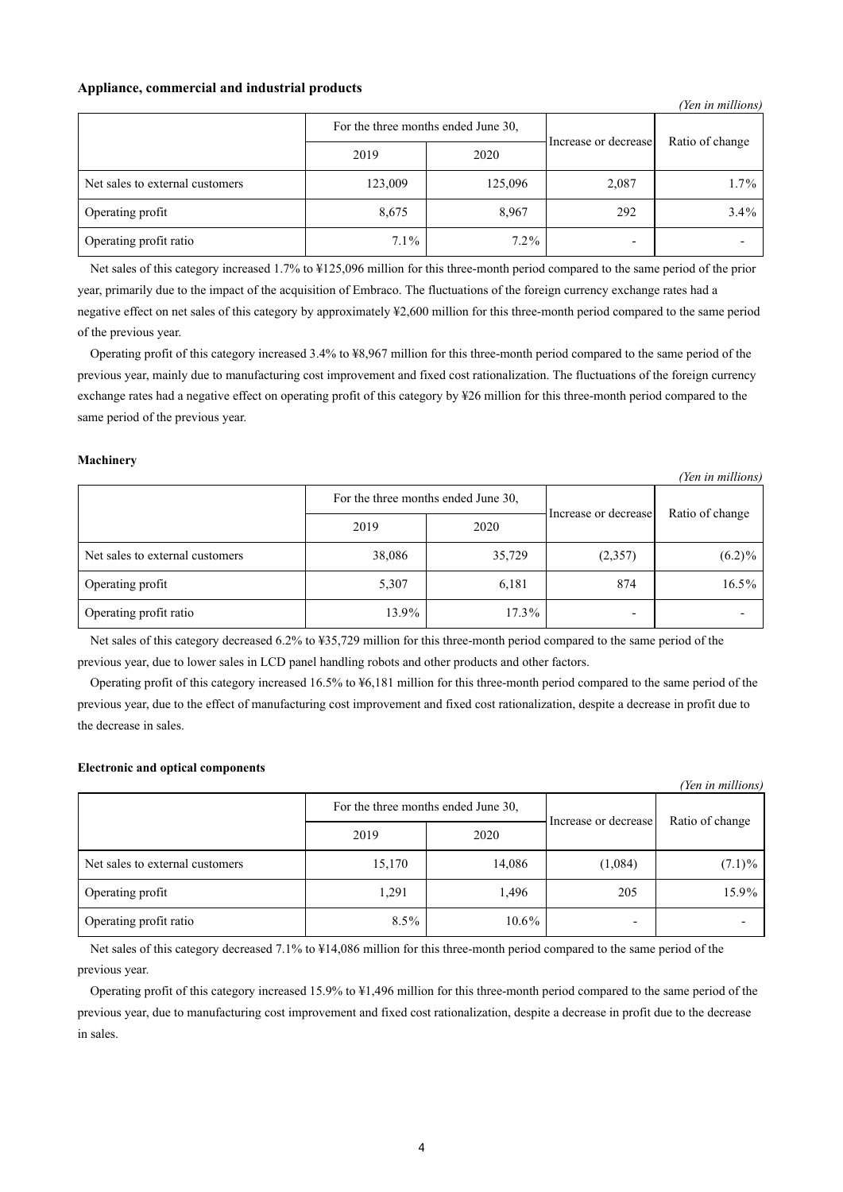### Appliance, commercial and industrial products

*(Yen in millions)*

| | For the three months ended June 30, | | Increase or decrease | Ratio of change |
|---|---|---|---|---|
| | 2019 | 2020 | | |
| Net sales to external customers | 123,009 | 125,096 | 2,087 | 1.7% |
| Operating profit | 8,675 | 8,967 | 292 | 3.4% |
| Operating profit ratio | 7.1% | 7.2% | - | - |

Net sales of this category increased 1.7% to ¥125,096 million for this three-month period compared to the same period of the prior year, primarily due to the impact of the acquisition of Embraco. The fluctuations of the foreign currency exchange rates had a negative effect on net sales of this category by approximately ¥2,600 million for this three-month period compared to the same period of the previous year.

Operating profit of this category increased 3.4% to ¥8,967 million for this three-month period compared to the same period of the previous year, mainly due to manufacturing cost improvement and fixed cost rationalization. The fluctuations of the foreign currency exchange rates had a negative effect on operating profit of this category by ¥26 million for this three-month period compared to the same period of the previous year.

### Machinery

*(Yen in millions)*

| | For the three months ended June 30, | | Increase or decrease | Ratio of change |
|---|---|---|---|---|
| | 2019 | 2020 | | |
| Net sales to external customers | 38,086 | 35,729 | (2,357) | (6.2)% |
| Operating profit | 5,307 | 6,181 | 874 | 16.5% |
| Operating profit ratio | 13.9% | 17.3% | - | - |

Net sales of this category decreased 6.2% to ¥35,729 million for this three-month period compared to the same period of the previous year, due to lower sales in LCD panel handling robots and other products and other factors.

Operating profit of this category increased 16.5% to ¥6,181 million for this three-month period compared to the same period of the previous year, due to the effect of manufacturing cost improvement and fixed cost rationalization, despite a decrease in profit due to the decrease in sales.

### Electronic and optical components

*(Yen in millions)*

| | For the three months ended June 30, | | Increase or decrease | Ratio of change |
|---|---|---|---|---|
| | 2019 | 2020 | | |
| Net sales to external customers | 15,170 | 14,086 | (1,084) | (7.1)% |
| Operating profit | 1,291 | 1,496 | 205 | 15.9% |
| Operating profit ratio | 8.5% | 10.6% | - | - |

Net sales of this category decreased 7.1% to ¥14,086 million for this three-month period compared to the same period of the previous year.

Operating profit of this category increased 15.9% to ¥1,496 million for this three-month period compared to the same period of the previous year, due to manufacturing cost improvement and fixed cost rationalization, despite a decrease in profit due to the decrease in sales.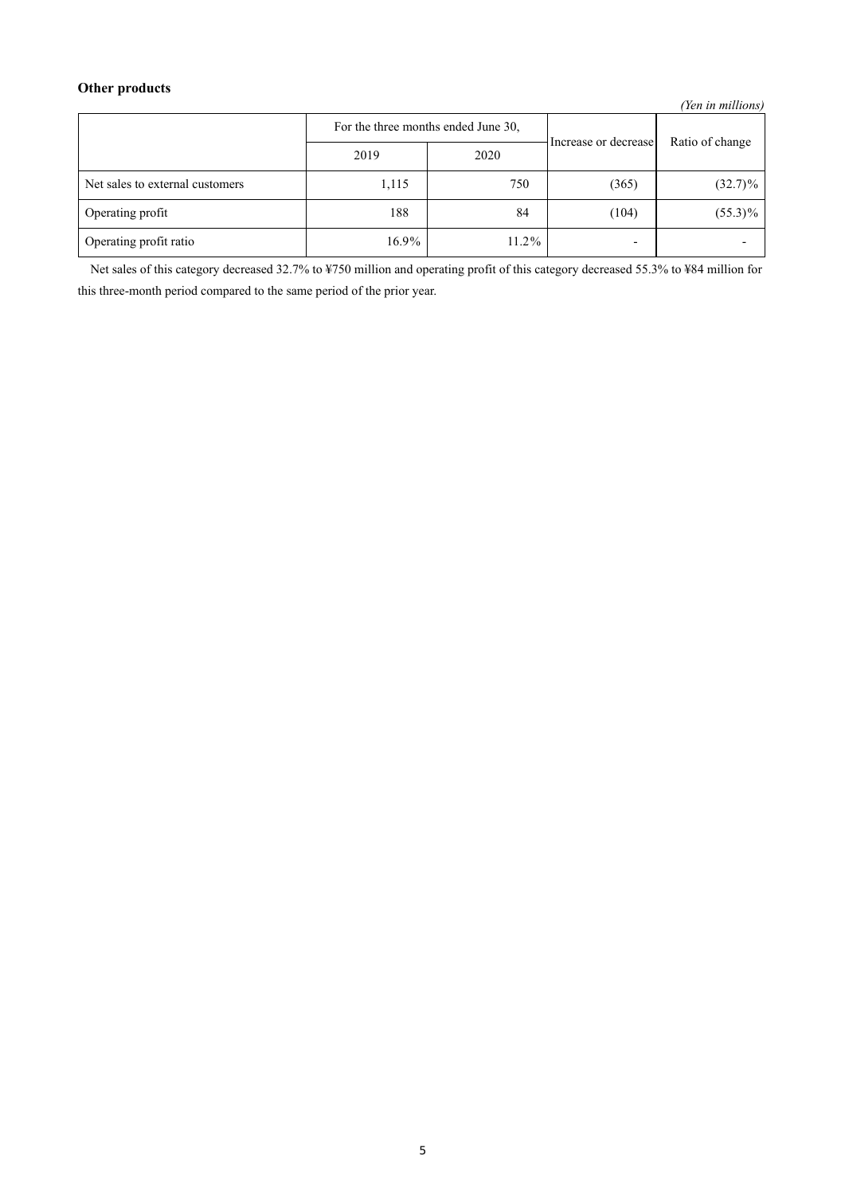### Other products

*(Yen in millions)*

| | For the three months ended June 30, | | Increase or decrease | Ratio of change |
|---|---|---|---|---|
| | 2019 | 2020 | | |
| Net sales to external customers | 1,115 | 750 | (365) | (32.7)% |
| Operating profit | 188 | 84 | (104) | (55.3)% |
| Operating profit ratio | 16.9% | 11.2% | - | - |

Net sales of this category decreased 32.7% to ¥750 million and operating profit of this category decreased 55.3% to ¥84 million for this three-month period compared to the same period of the prior year.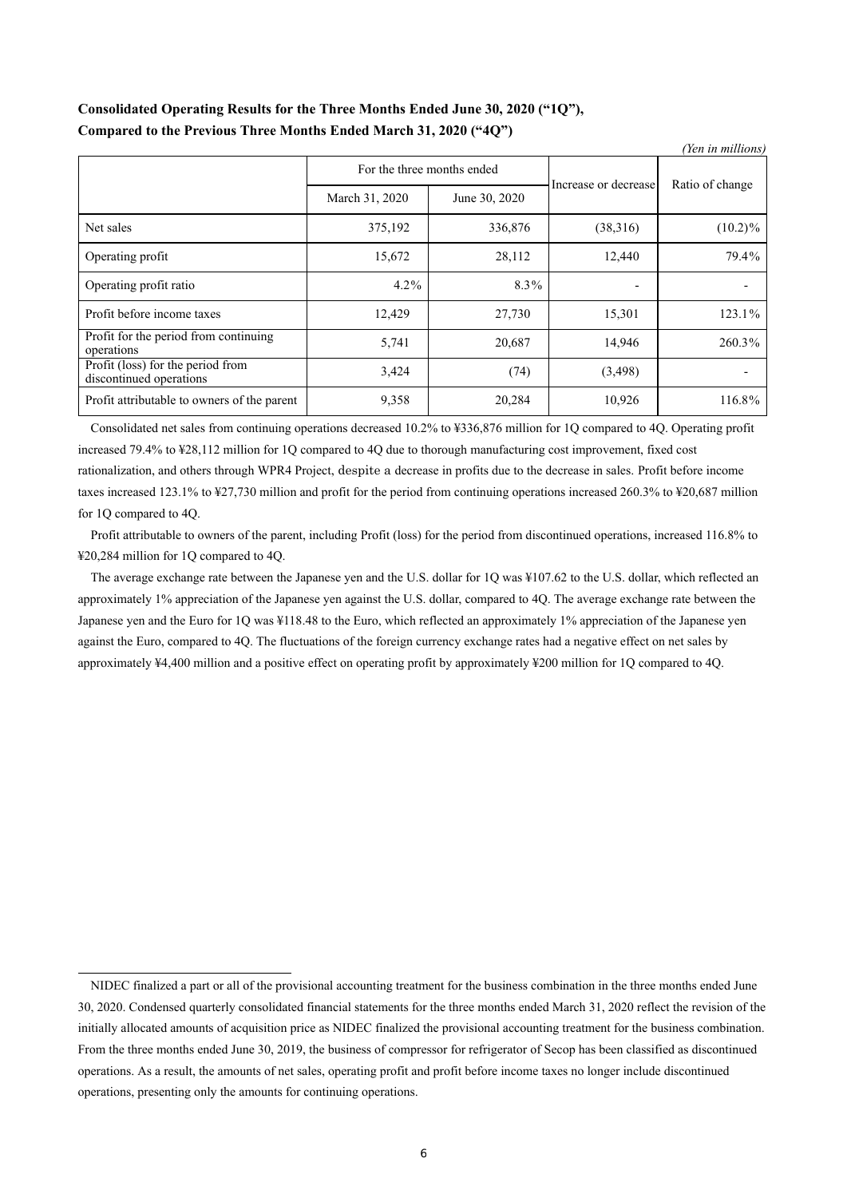**Consolidated Operating Results for the Three Months Ended June 30, 2020 (“1Q”), Compared to the Previous Three Months Ended March 31, 2020 (“4Q”)**

*(Yen in millions)*

| | For the three months ended | | Increase or decrease | Ratio of change |
|---|---|---|---|---|
| | March 31, 2020 | June 30, 2020 | | |
| Net sales | 375,192 | 336,876 | (38,316) | (10.2)% |
| Operating profit | 15,672 | 28,112 | 12,440 | 79.4% |
| Operating profit ratio | 4.2% | 8.3% | - | - |
| Profit before income taxes | 12,429 | 27,730 | 15,301 | 123.1% |
| Profit for the period from continuing operations | 5,741 | 20,687 | 14,946 | 260.3% |
| Profit (loss) for the period from discontinued operations | 3,424 | (74) | (3,498) | - |
| Profit attributable to owners of the parent | 9,358 | 20,284 | 10,926 | 116.8% |

Consolidated net sales from continuing operations decreased 10.2% to ¥336,876 million for 1Q compared to 4Q. Operating profit increased 79.4% to ¥28,112 million for 1Q compared to 4Q due to thorough manufacturing cost improvement, fixed cost rationalization, and others through WPR4 Project, despite a decrease in profits due to the decrease in sales. Profit before income taxes increased 123.1% to ¥27,730 million and profit for the period from continuing operations increased 260.3% to ¥20,687 million for 1Q compared to 4Q.

Profit attributable to owners of the parent, including Profit (loss) for the period from discontinued operations, increased 116.8% to ¥20,284 million for 1Q compared to 4Q.

The average exchange rate between the Japanese yen and the U.S. dollar for 1Q was ¥107.62 to the U.S. dollar, which reflected an approximately 1% appreciation of the Japanese yen against the U.S. dollar, compared to 4Q. The average exchange rate between the Japanese yen and the Euro for 1Q was ¥118.48 to the Euro, which reflected an approximately 1% appreciation of the Japanese yen against the Euro, compared to 4Q. The fluctuations of the foreign currency exchange rates had a negative effect on net sales by approximately ¥4,400 million and a positive effect on operating profit by approximately ¥200 million for 1Q compared to 4Q.

---

NIDEC finalized a part or all of the provisional accounting treatment for the business combination in the three months ended June 30, 2020. Condensed quarterly consolidated financial statements for the three months ended March 31, 2020 reflect the revision of the initially allocated amounts of acquisition price as NIDEC finalized the provisional accounting treatment for the business combination. From the three months ended June 30, 2019, the business of compressor for refrigerator of Secop has been classified as discontinued operations. As a result, the amounts of net sales, operating profit and profit before income taxes no longer include discontinued operations, presenting only the amounts for continuing operations.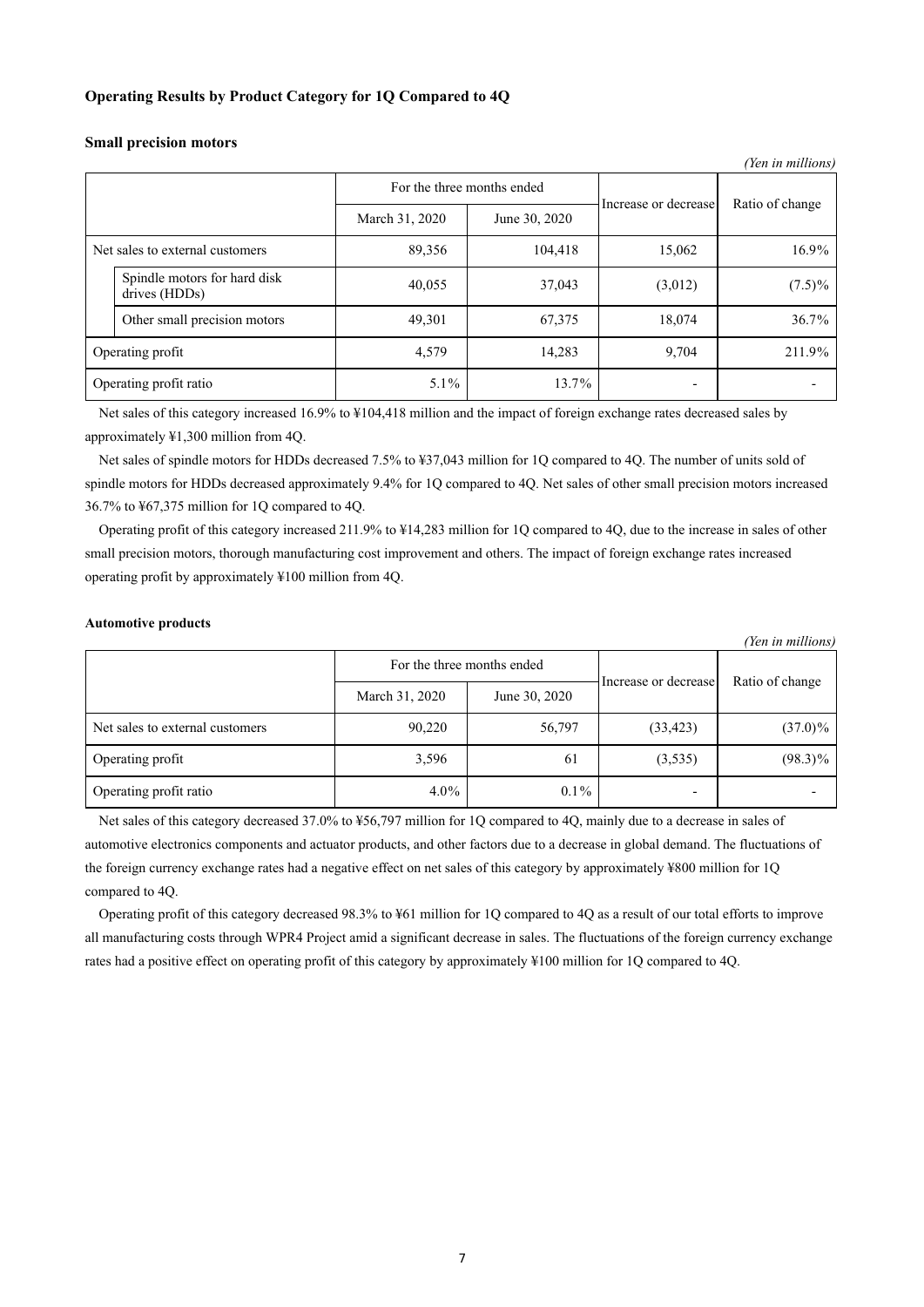### Operating Results by Product Category for 1Q Compared to 4Q

**Small precision motors**

*(Yen in millions)*

| | For the three months ended | | Increase or decrease | Ratio of change |
|---|---|---|---|---|
| | March 31, 2020 | June 30, 2020 | | |
| Net sales to external customers | 89,356 | 104,418 | 15,062 | 16.9% |
| Spindle motors for hard disk drives (HDDs) | 40,055 | 37,043 | (3,012) | (7.5)% |
| Other small precision motors | 49,301 | 67,375 | 18,074 | 36.7% |
| Operating profit | 4,579 | 14,283 | 9,704 | 211.9% |
| Operating profit ratio | 5.1% | 13.7% | - | - |

Net sales of this category increased 16.9% to ¥104,418 million and the impact of foreign exchange rates decreased sales by approximately ¥1,300 million from 4Q.

Net sales of spindle motors for HDDs decreased 7.5% to ¥37,043 million for 1Q compared to 4Q. The number of units sold of spindle motors for HDDs decreased approximately 9.4% for 1Q compared to 4Q. Net sales of other small precision motors increased 36.7% to ¥67,375 million for 1Q compared to 4Q.

Operating profit of this category increased 211.9% to ¥14,283 million for 1Q compared to 4Q, due to the increase in sales of other small precision motors, thorough manufacturing cost improvement and others. The impact of foreign exchange rates increased operating profit by approximately ¥100 million from 4Q.

**Automotive products**

*(Yen in millions)*

| | For the three months ended | | Increase or decrease | Ratio of change |
|---|---|---|---|---|
| | March 31, 2020 | June 30, 2020 | | |
| Net sales to external customers | 90,220 | 56,797 | (33,423) | (37.0)% |
| Operating profit | 3,596 | 61 | (3,535) | (98.3)% |
| Operating profit ratio | 4.0% | 0.1% | - | - |

Net sales of this category decreased 37.0% to ¥56,797 million for 1Q compared to 4Q, mainly due to a decrease in sales of automotive electronics components and actuator products, and other factors due to a decrease in global demand. The fluctuations of the foreign currency exchange rates had a negative effect on net sales of this category by approximately ¥800 million for 1Q compared to 4Q.

Operating profit of this category decreased 98.3% to ¥61 million for 1Q compared to 4Q as a result of our total efforts to improve all manufacturing costs through WPR4 Project amid a significant decrease in sales. The fluctuations of the foreign currency exchange rates had a positive effect on operating profit of this category by approximately ¥100 million for 1Q compared to 4Q.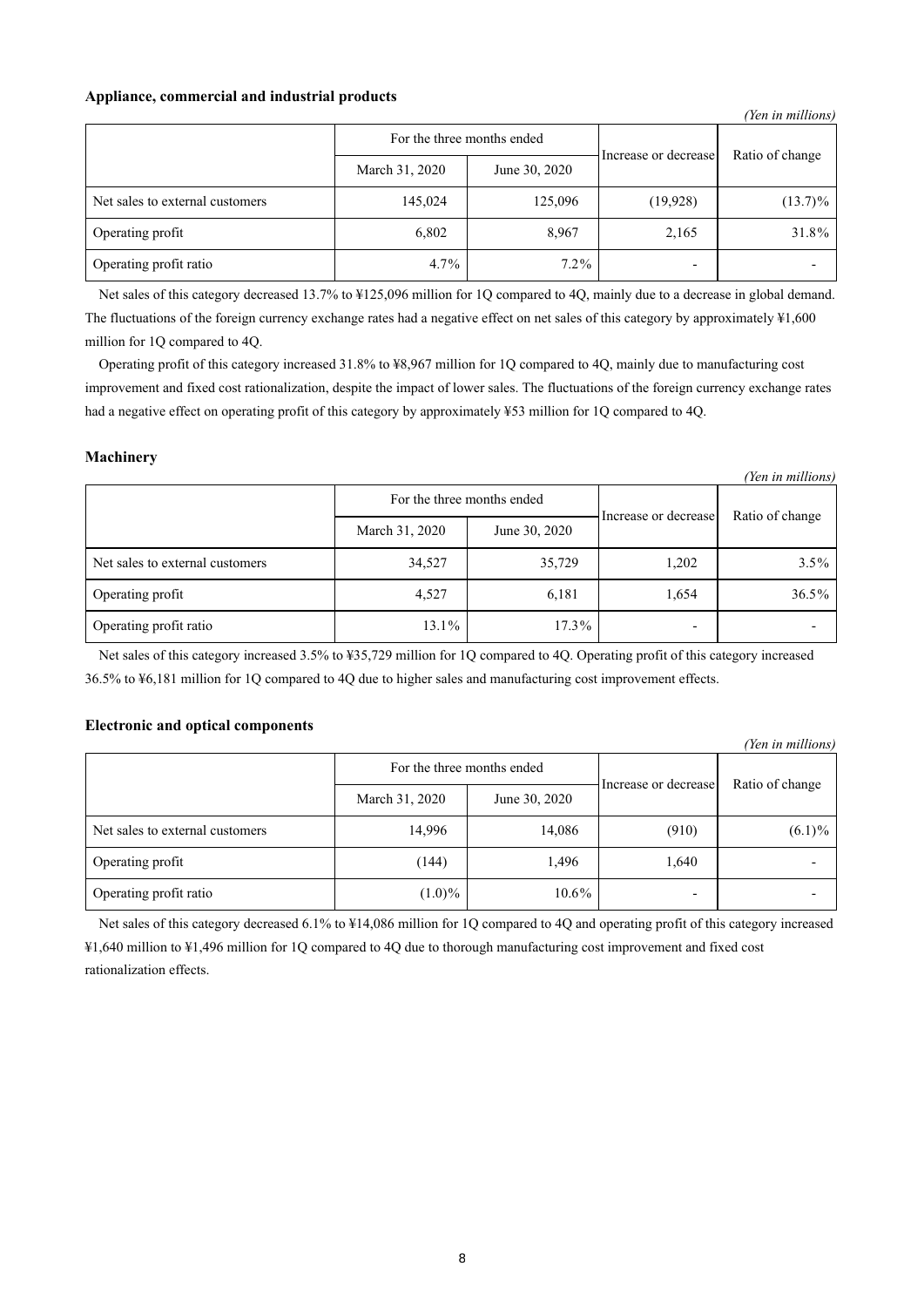**Appliance, commercial and industrial products**

*(Yen in millions)*

| | For the three months ended | | Increase or decrease | Ratio of change |
|---|---|---|---|---|
| | March 31, 2020 | June 30, 2020 | | |
| Net sales to external customers | 145,024 | 125,096 | (19,928) | (13.7)% |
| Operating profit | 6,802 | 8,967 | 2,165 | 31.8% |
| Operating profit ratio | 4.7% | 7.2% | - | - |

Net sales of this category decreased 13.7% to ¥125,096 million for 1Q compared to 4Q, mainly due to a decrease in global demand. The fluctuations of the foreign currency exchange rates had a negative effect on net sales of this category by approximately ¥1,600 million for 1Q compared to 4Q.

Operating profit of this category increased 31.8% to ¥8,967 million for 1Q compared to 4Q, mainly due to manufacturing cost improvement and fixed cost rationalization, despite the impact of lower sales. The fluctuations of the foreign currency exchange rates had a negative effect on operating profit of this category by approximately ¥53 million for 1Q compared to 4Q.

**Machinery**

*(Yen in millions)*

| | For the three months ended | | Increase or decrease | Ratio of change |
|---|---|---|---|---|
| | March 31, 2020 | June 30, 2020 | | |
| Net sales to external customers | 34,527 | 35,729 | 1,202 | 3.5% |
| Operating profit | 4,527 | 6,181 | 1,654 | 36.5% |
| Operating profit ratio | 13.1% | 17.3% | - | - |

Net sales of this category increased 3.5% to ¥35,729 million for 1Q compared to 4Q. Operating profit of this category increased 36.5% to ¥6,181 million for 1Q compared to 4Q due to higher sales and manufacturing cost improvement effects.

**Electronic and optical components**

*(Yen in millions)*

| | For the three months ended | | Increase or decrease | Ratio of change |
|---|---|---|---|---|
| | March 31, 2020 | June 30, 2020 | | |
| Net sales to external customers | 14,996 | 14,086 | (910) | (6.1)% |
| Operating profit | (144) | 1,496 | 1,640 | - |
| Operating profit ratio | (1.0)% | 10.6% | - | - |

Net sales of this category decreased 6.1% to ¥14,086 million for 1Q compared to 4Q and operating profit of this category increased ¥1,640 million to ¥1,496 million for 1Q compared to 4Q due to thorough manufacturing cost improvement and fixed cost rationalization effects.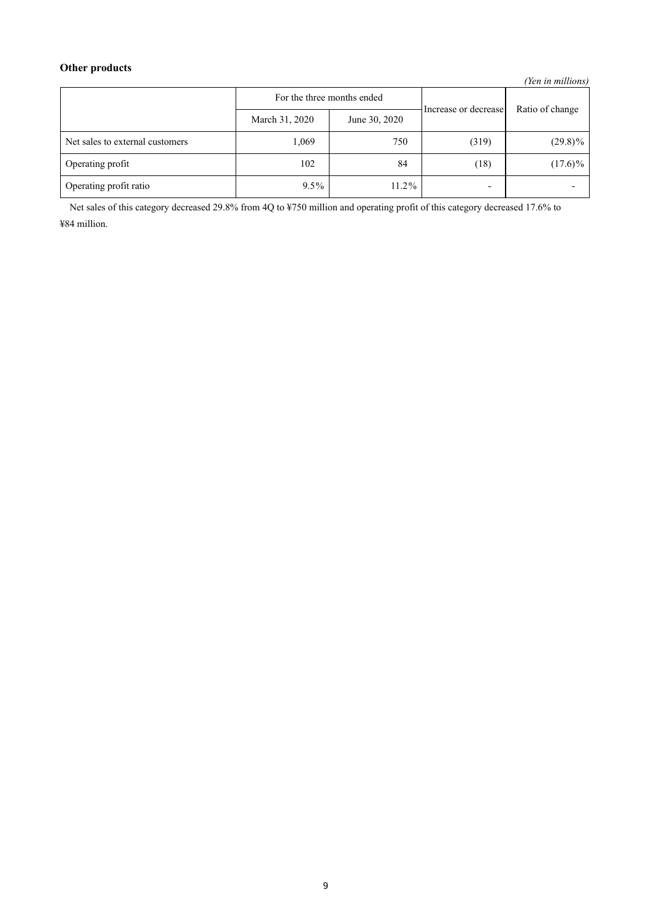**Other products**

*(Yen in millions)*

| | For the three months ended | | Increase or decrease | Ratio of change |
|---|---|---|---|---|
| | March 31, 2020 | June 30, 2020 | | |
| Net sales to external customers | 1,069 | 750 | (319) | (29.8)% |
| Operating profit | 102 | 84 | (18) | (17.6)% |
| Operating profit ratio | 9.5% | 11.2% | - | - |

Net sales of this category decreased 29.8% from 4Q to ¥750 million and operating profit of this category decreased 17.6% to ¥84 million.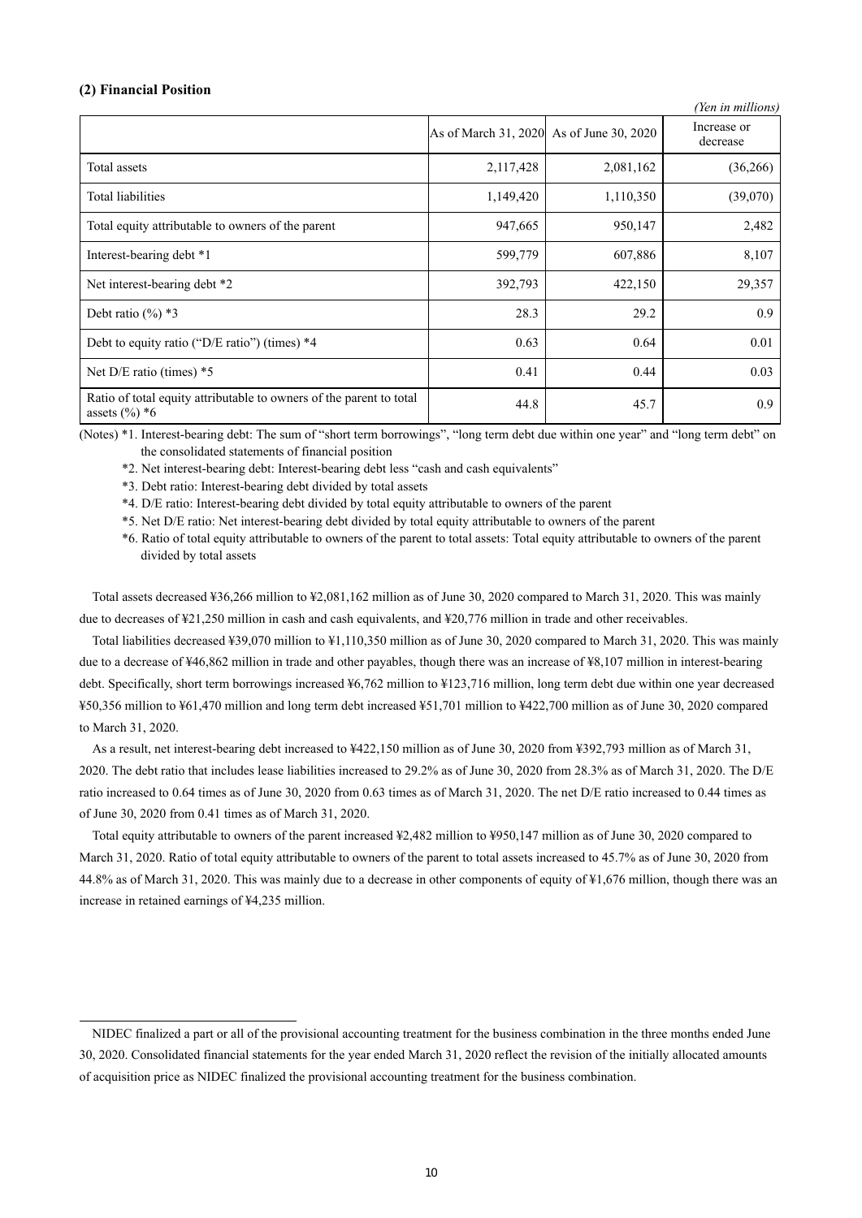### (2) Financial Position

*(Yen in millions)*

| | As of March 31, 2020 | As of June 30, 2020 | Increase or decrease |
|---|---|---|---|
| Total assets | 2,117,428 | 2,081,162 | (36,266) |
| Total liabilities | 1,149,420 | 1,110,350 | (39,070) |
| Total equity attributable to owners of the parent | 947,665 | 950,147 | 2,482 |
| Interest-bearing debt *1 | 599,779 | 607,886 | 8,107 |
| Net interest-bearing debt *2 | 392,793 | 422,150 | 29,357 |
| Debt ratio (%) *3 | 28.3 | 29.2 | 0.9 |
| Debt to equity ratio ("D/E ratio") (times) *4 | 0.63 | 0.64 | 0.01 |
| Net D/E ratio (times) *5 | 0.41 | 0.44 | 0.03 |
| Ratio of total equity attributable to owners of the parent to total assets (%) *6 | 44.8 | 45.7 | 0.9 |

(Notes) *1. Interest-bearing debt: The sum of "short term borrowings", "long term debt due within one year" and "long term debt" on the consolidated statements of financial position

*2. Net interest-bearing debt: Interest-bearing debt less "cash and cash equivalents"

*3. Debt ratio: Interest-bearing debt divided by total assets

*4. D/E ratio: Interest-bearing debt divided by total equity attributable to owners of the parent

*5. Net D/E ratio: Net interest-bearing debt divided by total equity attributable to owners of the parent

*6. Ratio of total equity attributable to owners of the parent to total assets: Total equity attributable to owners of the parent divided by total assets

Total assets decreased ¥36,266 million to ¥2,081,162 million as of June 30, 2020 compared to March 31, 2020. This was mainly due to decreases of ¥21,250 million in cash and cash equivalents, and ¥20,776 million in trade and other receivables.

Total liabilities decreased ¥39,070 million to ¥1,110,350 million as of June 30, 2020 compared to March 31, 2020. This was mainly due to a decrease of ¥46,862 million in trade and other payables, though there was an increase of ¥8,107 million in interest-bearing debt. Specifically, short term borrowings increased ¥6,762 million to ¥123,716 million, long term debt due within one year decreased ¥50,356 million to ¥61,470 million and long term debt increased ¥51,701 million to ¥422,700 million as of June 30, 2020 compared to March 31, 2020.

As a result, net interest-bearing debt increased to ¥422,150 million as of June 30, 2020 from ¥392,793 million as of March 31, 2020. The debt ratio that includes lease liabilities increased to 29.2% as of June 30, 2020 from 28.3% as of March 31, 2020. The D/E ratio increased to 0.64 times as of June 30, 2020 from 0.63 times as of March 31, 2020. The net D/E ratio increased to 0.44 times as of June 30, 2020 from 0.41 times as of March 31, 2020.

Total equity attributable to owners of the parent increased ¥2,482 million to ¥950,147 million as of June 30, 2020 compared to March 31, 2020. Ratio of total equity attributable to owners of the parent to total assets increased to 45.7% as of June 30, 2020 from 44.8% as of March 31, 2020. This was mainly due to a decrease in other components of equity of ¥1,676 million, though there was an increase in retained earnings of ¥4,235 million.

---

NIDEC finalized a part or all of the provisional accounting treatment for the business combination in the three months ended June 30, 2020. Consolidated financial statements for the year ended March 31, 2020 reflect the revision of the initially allocated amounts of acquisition price as NIDEC finalized the provisional accounting treatment for the business combination.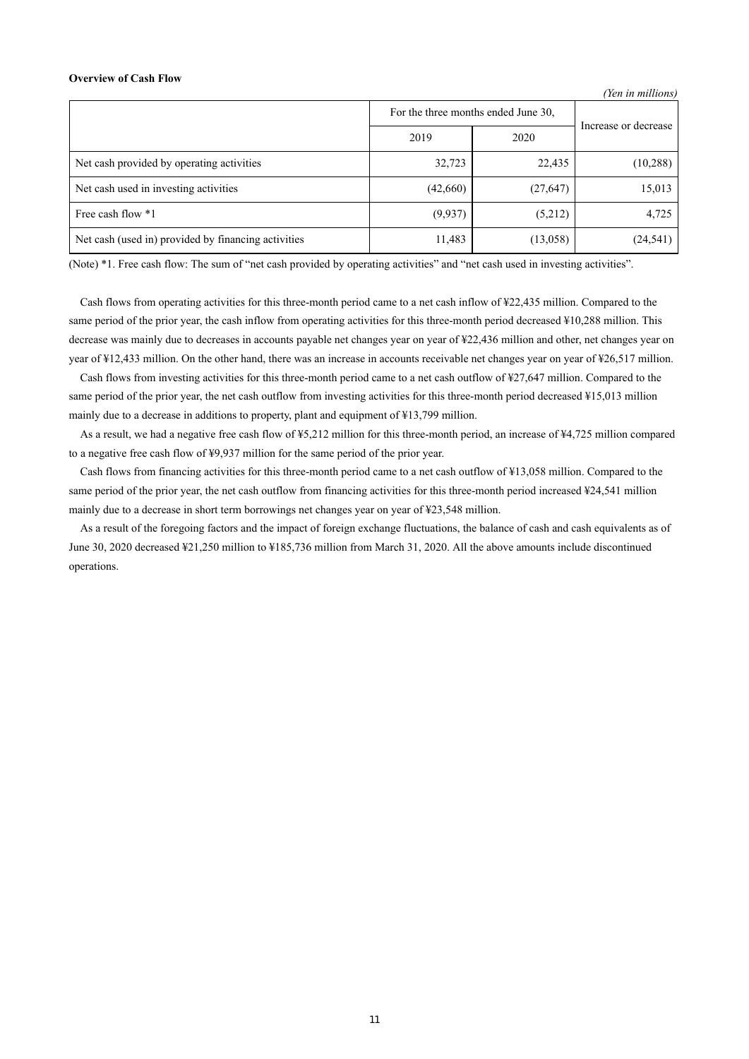**Overview of Cash Flow**

*(Yen in millions)*

| | For the three months ended June 30, | | Increase or decrease |
|---|---|---|---|
| | 2019 | 2020 | |
| Net cash provided by operating activities | 32,723 | 22,435 | (10,288) |
| Net cash used in investing activities | (42,660) | (27,647) | 15,013 |
| Free cash flow *1 | (9,937) | (5,212) | 4,725 |
| Net cash (used in) provided by financing activities | 11,483 | (13,058) | (24,541) |

(Note) *1. Free cash flow: The sum of "net cash provided by operating activities" and "net cash used in investing activities".

Cash flows from operating activities for this three-month period came to a net cash inflow of ¥22,435 million. Compared to the same period of the prior year, the cash inflow from operating activities for this three-month period decreased ¥10,288 million. This decrease was mainly due to decreases in accounts payable net changes year on year of ¥22,436 million and other, net changes year on year of ¥12,433 million. On the other hand, there was an increase in accounts receivable net changes year on year of ¥26,517 million.

Cash flows from investing activities for this three-month period came to a net cash outflow of ¥27,647 million. Compared to the same period of the prior year, the net cash outflow from investing activities for this three-month period decreased ¥15,013 million mainly due to a decrease in additions to property, plant and equipment of ¥13,799 million.

As a result, we had a negative free cash flow of ¥5,212 million for this three-month period, an increase of ¥4,725 million compared to a negative free cash flow of ¥9,937 million for the same period of the prior year.

Cash flows from financing activities for this three-month period came to a net cash outflow of ¥13,058 million. Compared to the same period of the prior year, the net cash outflow from financing activities for this three-month period increased ¥24,541 million mainly due to a decrease in short term borrowings net changes year on year of ¥23,548 million.

As a result of the foregoing factors and the impact of foreign exchange fluctuations, the balance of cash and cash equivalents as of June 30, 2020 decreased ¥21,250 million to ¥185,736 million from March 31, 2020. All the above amounts include discontinued operations.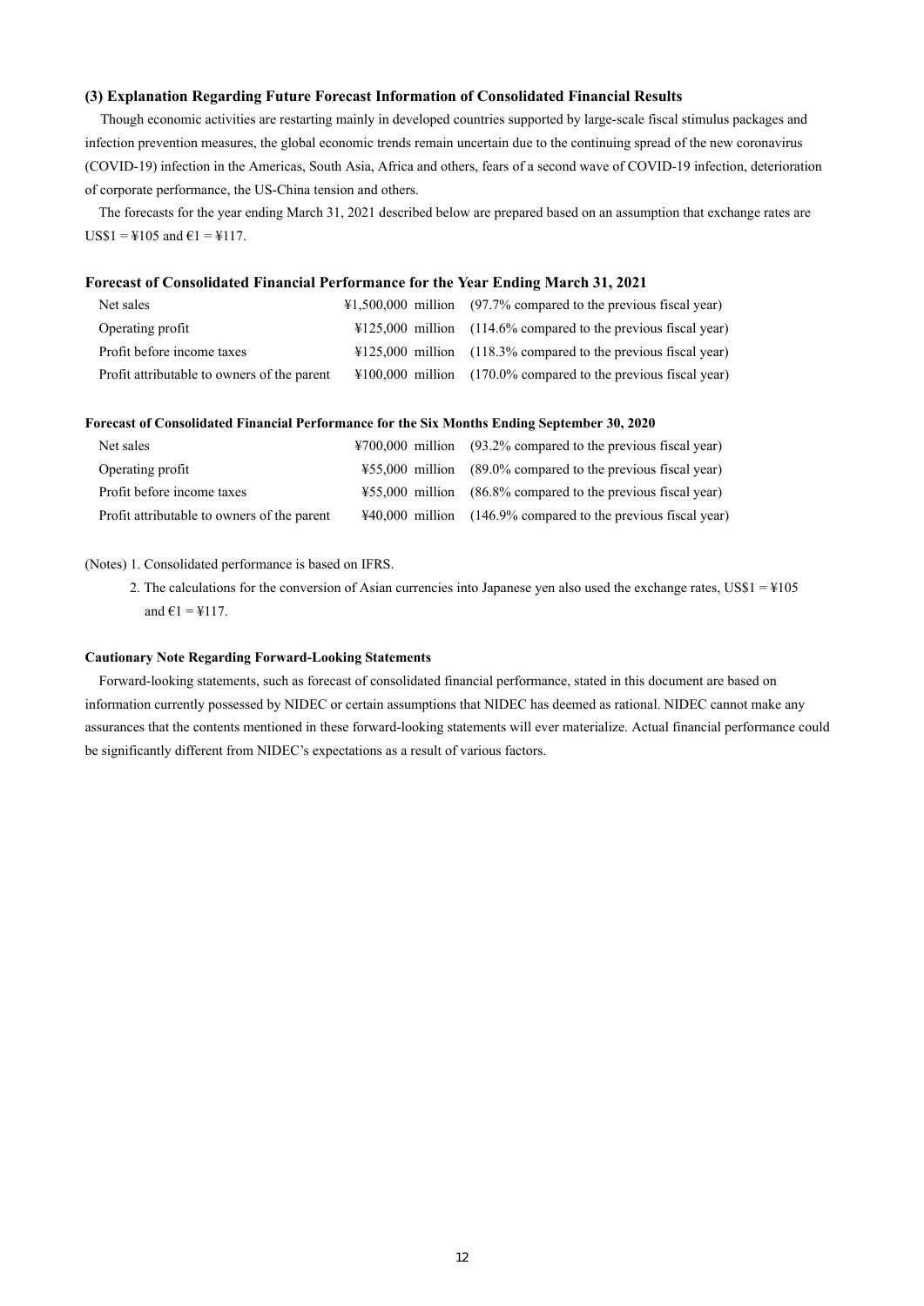### (3) Explanation Regarding Future Forecast Information of Consolidated Financial Results

Though economic activities are restarting mainly in developed countries supported by large-scale fiscal stimulus packages and infection prevention measures, the global economic trends remain uncertain due to the continuing spread of the new coronavirus (COVID-19) infection in the Americas, South Asia, Africa and others, fears of a second wave of COVID-19 infection, deterioration of corporate performance, the US-China tension and others.

The forecasts for the year ending March 31, 2021 described below are prepared based on an assumption that exchange rates are US$1 = ¥105 and €1 = ¥117.

**Forecast of Consolidated Financial Performance for the Year Ending March 31, 2021**

| | | |
|---|---|---|
| Net sales | ¥1,500,000 million | (97.7% compared to the previous fiscal year) |
| Operating profit | ¥125,000 million | (114.6% compared to the previous fiscal year) |
| Profit before income taxes | ¥125,000 million | (118.3% compared to the previous fiscal year) |
| Profit attributable to owners of the parent | ¥100,000 million | (170.0% compared to the previous fiscal year) |

**Forecast of Consolidated Financial Performance for the Six Months Ending September 30, 2020**

| | | |
|---|---|---|
| Net sales | ¥700,000 million | (93.2% compared to the previous fiscal year) |
| Operating profit | ¥55,000 million | (89.0% compared to the previous fiscal year) |
| Profit before income taxes | ¥55,000 million | (86.8% compared to the previous fiscal year) |
| Profit attributable to owners of the parent | ¥40,000 million | (146.9% compared to the previous fiscal year) |

(Notes) 1. Consolidated performance is based on IFRS.

2. The calculations for the conversion of Asian currencies into Japanese yen also used the exchange rates, US$1 = ¥105 and €1 = ¥117.

**Cautionary Note Regarding Forward-Looking Statements**

Forward-looking statements, such as forecast of consolidated financial performance, stated in this document are based on information currently possessed by NIDEC or certain assumptions that NIDEC has deemed as rational. NIDEC cannot make any assurances that the contents mentioned in these forward-looking statements will ever materialize. Actual financial performance could be significantly different from NIDEC's expectations as a result of various factors.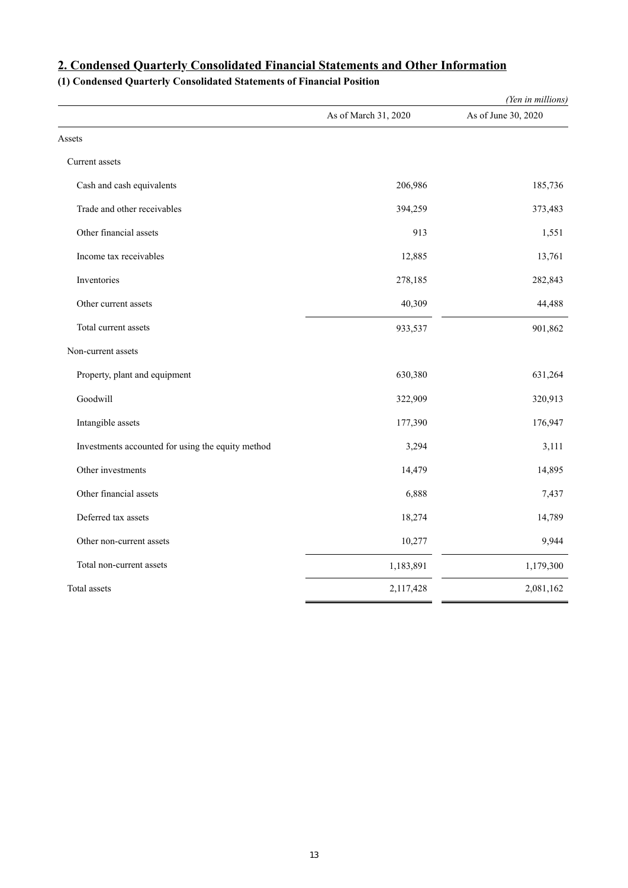## 2. Condensed Quarterly Consolidated Financial Statements and Other Information

### (1) Condensed Quarterly Consolidated Statements of Financial Position

*(Yen in millions)*

| | As of March 31, 2020 | As of June 30, 2020 |
|---|---|---|
| Assets | | |
| Current assets | | |
| Cash and cash equivalents | 206,986 | 185,736 |
| Trade and other receivables | 394,259 | 373,483 |
| Other financial assets | 913 | 1,551 |
| Income tax receivables | 12,885 | 13,761 |
| Inventories | 278,185 | 282,843 |
| Other current assets | 40,309 | 44,488 |
| Total current assets | 933,537 | 901,862 |
| Non-current assets | | |
| Property, plant and equipment | 630,380 | 631,264 |
| Goodwill | 322,909 | 320,913 |
| Intangible assets | 177,390 | 176,947 |
| Investments accounted for using the equity method | 3,294 | 3,111 |
| Other investments | 14,479 | 14,895 |
| Other financial assets | 6,888 | 7,437 |
| Deferred tax assets | 18,274 | 14,789 |
| Other non-current assets | 10,277 | 9,944 |
| Total non-current assets | 1,183,891 | 1,179,300 |
| Total assets | 2,117,428 | 2,081,162 |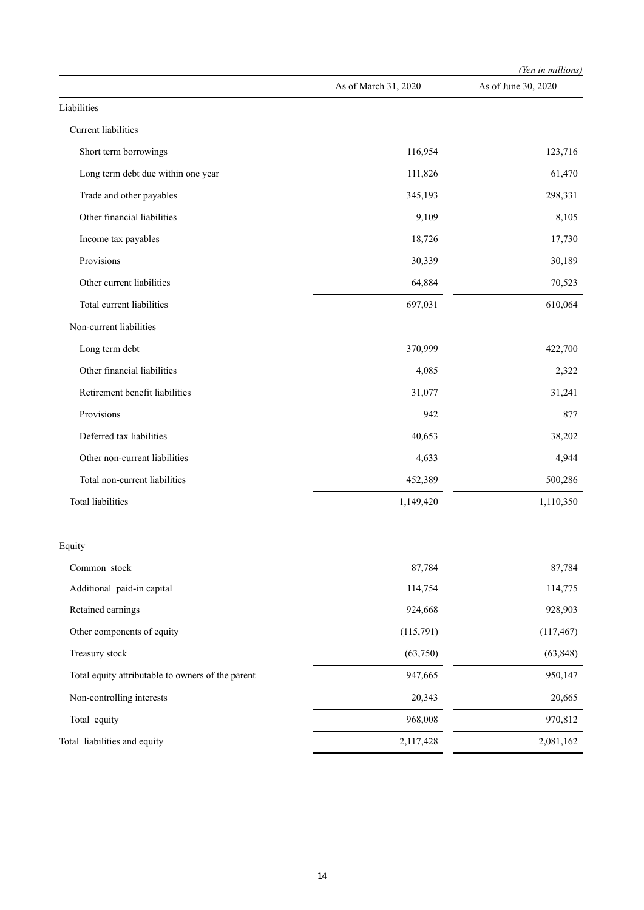*(Yen in millions)*

| | As of March 31, 2020 | As of June 30, 2020 |
|---|---|---|
| Liabilities | | |
| Current liabilities | | |
| Short term borrowings | 116,954 | 123,716 |
| Long term debt due within one year | 111,826 | 61,470 |
| Trade and other payables | 345,193 | 298,331 |
| Other financial liabilities | 9,109 | 8,105 |
| Income tax payables | 18,726 | 17,730 |
| Provisions | 30,339 | 30,189 |
| Other current liabilities | 64,884 | 70,523 |
| Total current liabilities | 697,031 | 610,064 |
| Non-current liabilities | | |
| Long term debt | 370,999 | 422,700 |
| Other financial liabilities | 4,085 | 2,322 |
| Retirement benefit liabilities | 31,077 | 31,241 |
| Provisions | 942 | 877 |
| Deferred tax liabilities | 40,653 | 38,202 |
| Other non-current liabilities | 4,633 | 4,944 |
| Total non-current liabilities | 452,389 | 500,286 |
| Total liabilities | 1,149,420 | 1,110,350 |
| Equity | | |
| Common stock | 87,784 | 87,784 |
| Additional paid-in capital | 114,754 | 114,775 |
| Retained earnings | 924,668 | 928,903 |
| Other components of equity | (115,791) | (117,467) |
| Treasury stock | (63,750) | (63,848) |
| Total equity attributable to owners of the parent | 947,665 | 950,147 |
| Non-controlling interests | 20,343 | 20,665 |
| Total equity | 968,008 | 970,812 |
| Total liabilities and equity | 2,117,428 | 2,081,162 |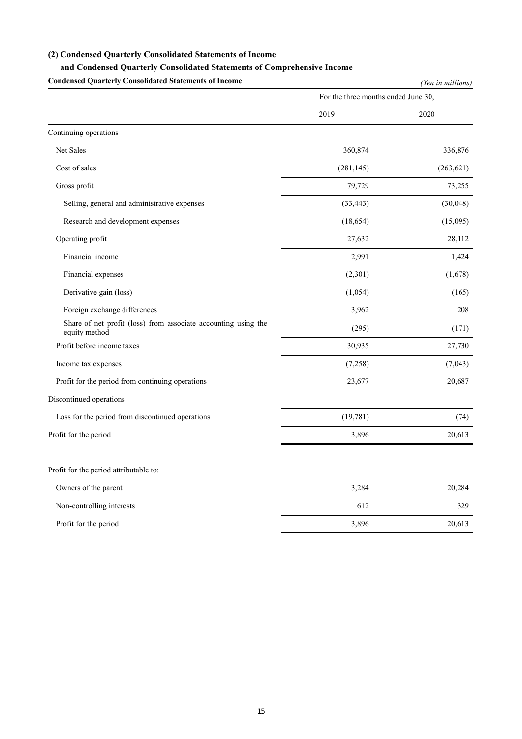### (2) Condensed Quarterly Consolidated Statements of Income
### and Condensed Quarterly Consolidated Statements of Comprehensive Income

**Condensed Quarterly Consolidated Statements of Income**

*(Yen in millions)*

| | For the three months ended June 30, | |
|---|---|---|
| | 2019 | 2020 |
| Continuing operations | | |
| Net Sales | 360,874 | 336,876 |
| Cost of sales | (281,145) | (263,621) |
| Gross profit | 79,729 | 73,255 |
| Selling, general and administrative expenses | (33,443) | (30,048) |
| Research and development expenses | (18,654) | (15,095) |
| Operating profit | 27,632 | 28,112 |
| Financial income | 2,991 | 1,424 |
| Financial expenses | (2,301) | (1,678) |
| Derivative gain (loss) | (1,054) | (165) |
| Foreign exchange differences | 3,962 | 208 |
| Share of net profit (loss) from associate accounting using the equity method | (295) | (171) |
| Profit before income taxes | 30,935 | 27,730 |
| Income tax expenses | (7,258) | (7,043) |
| Profit for the period from continuing operations | 23,677 | 20,687 |
| Discontinued operations | | |
| Loss for the period from discontinued operations | (19,781) | (74) |
| Profit for the period | 3,896 | 20,613 |
| | | |
| Profit for the period attributable to: | | |
| Owners of the parent | 3,284 | 20,284 |
| Non-controlling interests | 612 | 329 |
| Profit for the period | 3,896 | 20,613 |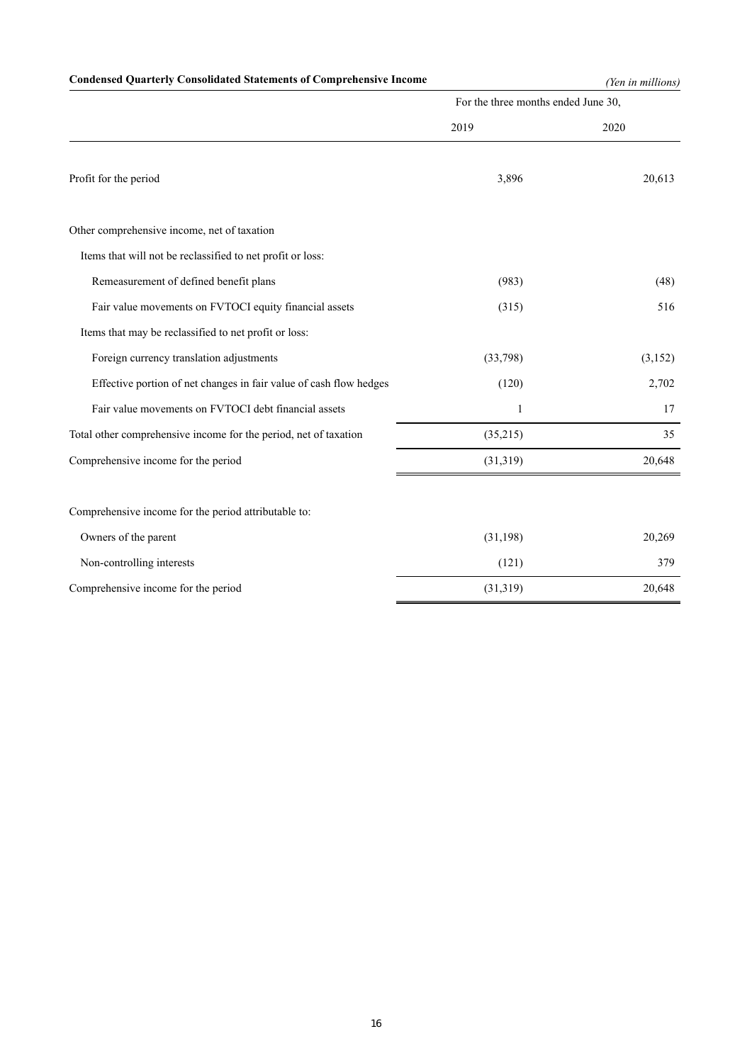**Condensed Quarterly Consolidated Statements of Comprehensive Income**

*(Yen in millions)*

| | For the three months ended June 30, | |
|---|---|---|
| | 2019 | 2020 |
| Profit for the period | 3,896 | 20,613 |
| Other comprehensive income, net of taxation | | |
| Items that will not be reclassified to net profit or loss: | | |
| Remeasurement of defined benefit plans | (983) | (48) |
| Fair value movements on FVTOCI equity financial assets | (315) | 516 |
| Items that may be reclassified to net profit or loss: | | |
| Foreign currency translation adjustments | (33,798) | (3,152) |
| Effective portion of net changes in fair value of cash flow hedges | (120) | 2,702 |
| Fair value movements on FVTOCI debt financial assets | 1 | 17 |
| Total other comprehensive income for the period, net of taxation | (35,215) | 35 |
| Comprehensive income for the period | (31,319) | 20,648 |
| Comprehensive income for the period attributable to: | | |
| Owners of the parent | (31,198) | 20,269 |
| Non-controlling interests | (121) | 379 |
| Comprehensive income for the period | (31,319) | 20,648 |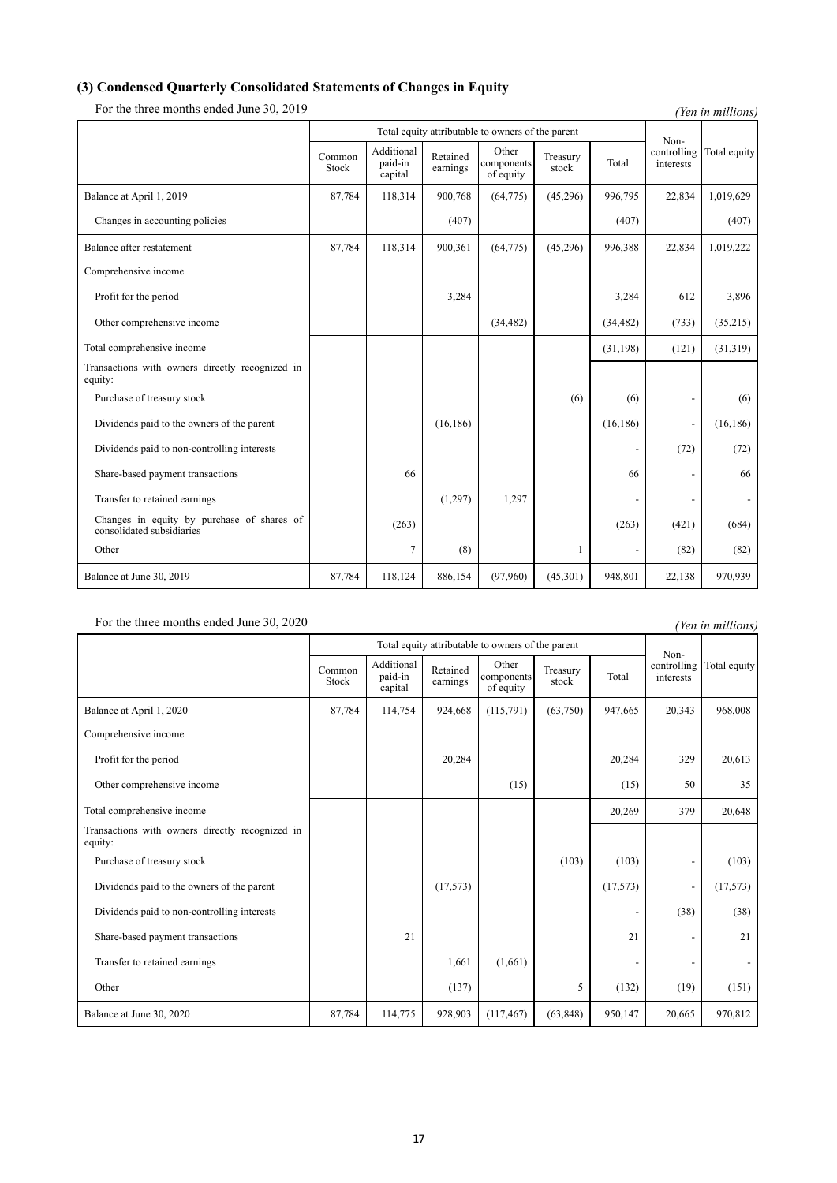### (3) Condensed Quarterly Consolidated Statements of Changes in Equity

For the three months ended June 30, 2019

*(Yen in millions)*

| | Total equity attributable to owners of the parent | | | | | | Non-controlling interests | Total equity |
|---|---|---|---|---|---|---|---|---|
| | Common Stock | Additional paid-in capital | Retained earnings | Other components of equity | Treasury stock | Total | | |
| Balance at April 1, 2019 | 87,784 | 118,314 | 900,768 | (64,775) | (45,296) | 996,795 | 22,834 | 1,019,629 |
| Changes in accounting policies | | | (407) | | | (407) | | (407) |
| Balance after restatement | 87,784 | 118,314 | 900,361 | (64,775) | (45,296) | 996,388 | 22,834 | 1,019,222 |
| Comprehensive income | | | | | | | | |
| Profit for the period | | | 3,284 | | | 3,284 | 612 | 3,896 |
| Other comprehensive income | | | | (34,482) | | (34,482) | (733) | (35,215) |
| Total comprehensive income | | | | | | (31,198) | (121) | (31,319) |
| Transactions with owners directly recognized in equity: | | | | | | | | |
| Purchase of treasury stock | | | | | (6) | (6) | - | (6) |
| Dividends paid to the owners of the parent | | | (16,186) | | | (16,186) | - | (16,186) |
| Dividends paid to non-controlling interests | | | | | | - | (72) | (72) |
| Share-based payment transactions | | 66 | | | | 66 | - | 66 |
| Transfer to retained earnings | | | (1,297) | 1,297 | | - | - | - |
| Changes in equity by purchase of shares of consolidated subsidiaries | | (263) | | | | (263) | (421) | (684) |
| Other | | 7 | (8) | | 1 | - | (82) | (82) |
| Balance at June 30, 2019 | 87,784 | 118,124 | 886,154 | (97,960) | (45,301) | 948,801 | 22,138 | 970,939 |

For the three months ended June 30, 2020

*(Yen in millions)*

| | Total equity attributable to owners of the parent | | | | | | Non-controlling interests | Total equity |
|---|---|---|---|---|---|---|---|---|
| | Common Stock | Additional paid-in capital | Retained earnings | Other components of equity | Treasury stock | Total | | |
| Balance at April 1, 2020 | 87,784 | 114,754 | 924,668 | (115,791) | (63,750) | 947,665 | 20,343 | 968,008 |
| Comprehensive income | | | | | | | | |
| Profit for the period | | | 20,284 | | | 20,284 | 329 | 20,613 |
| Other comprehensive income | | | | (15) | | (15) | 50 | 35 |
| Total comprehensive income | | | | | | 20,269 | 379 | 20,648 |
| Transactions with owners directly recognized in equity: | | | | | | | | |
| Purchase of treasury stock | | | | | (103) | (103) | - | (103) |
| Dividends paid to the owners of the parent | | | (17,573) | | | (17,573) | - | (17,573) |
| Dividends paid to non-controlling interests | | | | | | - | (38) | (38) |
| Share-based payment transactions | | 21 | | | | 21 | - | 21 |
| Transfer to retained earnings | | | 1,661 | (1,661) | | - | - | - |
| Other | | | (137) | | 5 | (132) | (19) | (151) |
| Balance at June 30, 2020 | 87,784 | 114,775 | 928,903 | (117,467) | (63,848) | 950,147 | 20,665 | 970,812 |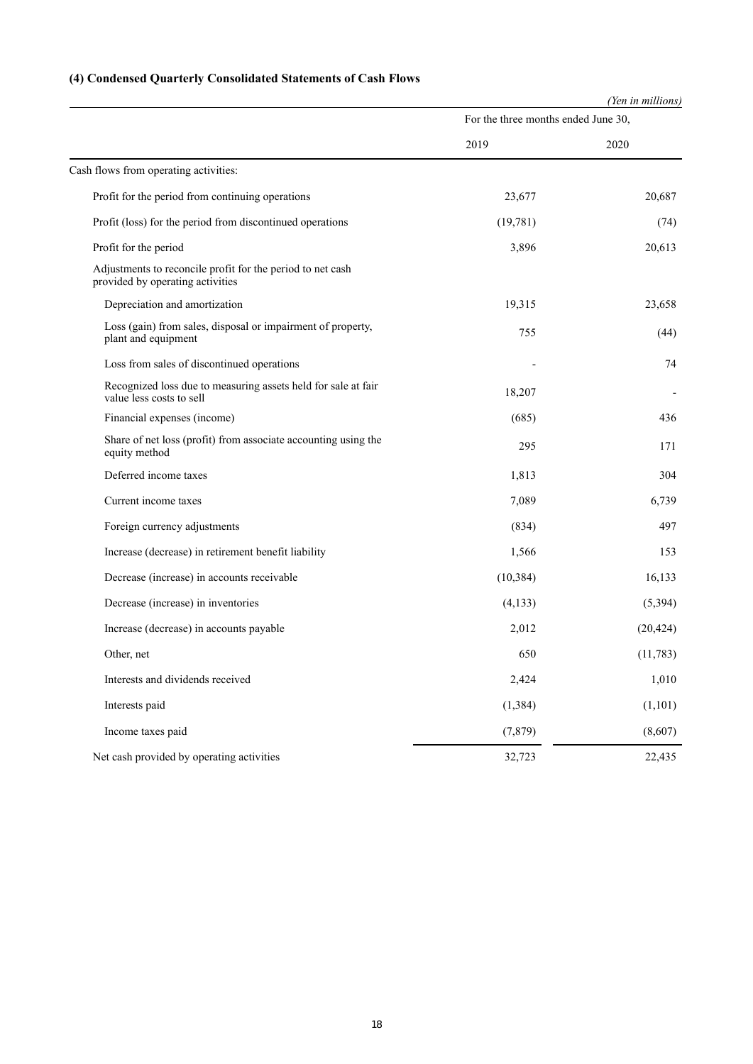### (4) Condensed Quarterly Consolidated Statements of Cash Flows

*(Yen in millions)*

| | For the three months ended June 30, | |
|---|---|---|
| | 2019 | 2020 |
| Cash flows from operating activities: | | |
| Profit for the period from continuing operations | 23,677 | 20,687 |
| Profit (loss) for the period from discontinued operations | (19,781) | (74) |
| Profit for the period | 3,896 | 20,613 |
| Adjustments to reconcile profit for the period to net cash provided by operating activities | | |
| Depreciation and amortization | 19,315 | 23,658 |
| Loss (gain) from sales, disposal or impairment of property, plant and equipment | 755 | (44) |
| Loss from sales of discontinued operations | - | 74 |
| Recognized loss due to measuring assets held for sale at fair value less costs to sell | 18,207 | - |
| Financial expenses (income) | (685) | 436 |
| Share of net loss (profit) from associate accounting using the equity method | 295 | 171 |
| Deferred income taxes | 1,813 | 304 |
| Current income taxes | 7,089 | 6,739 |
| Foreign currency adjustments | (834) | 497 |
| Increase (decrease) in retirement benefit liability | 1,566 | 153 |
| Decrease (increase) in accounts receivable | (10,384) | 16,133 |
| Decrease (increase) in inventories | (4,133) | (5,394) |
| Increase (decrease) in accounts payable | 2,012 | (20,424) |
| Other, net | 650 | (11,783) |
| Interests and dividends received | 2,424 | 1,010 |
| Interests paid | (1,384) | (1,101) |
| Income taxes paid | (7,879) | (8,607) |
| Net cash provided by operating activities | 32,723 | 22,435 |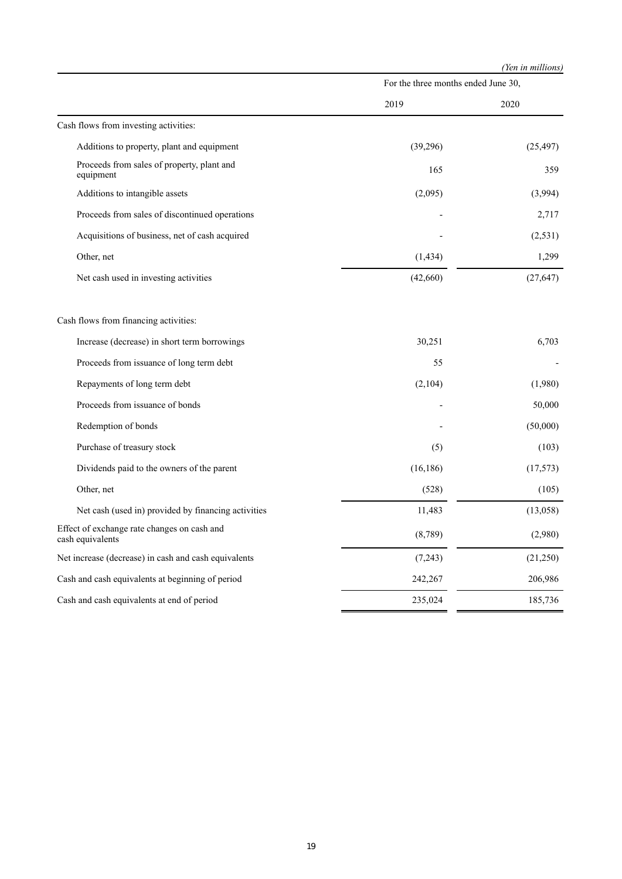*(Yen in millions)*

| | For the three months ended June 30, | |
|---|---|---|
| | 2019 | 2020 |
| Cash flows from investing activities: | | |
| Additions to property, plant and equipment | (39,296) | (25,497) |
| Proceeds from sales of property, plant and equipment | 165 | 359 |
| Additions to intangible assets | (2,095) | (3,994) |
| Proceeds from sales of discontinued operations | - | 2,717 |
| Acquisitions of business, net of cash acquired | - | (2,531) |
| Other, net | (1,434) | 1,299 |
| Net cash used in investing activities | (42,660) | (27,647) |
| | | |
| Cash flows from financing activities: | | |
| Increase (decrease) in short term borrowings | 30,251 | 6,703 |
| Proceeds from issuance of long term debt | 55 | - |
| Repayments of long term debt | (2,104) | (1,980) |
| Proceeds from issuance of bonds | - | 50,000 |
| Redemption of bonds | - | (50,000) |
| Purchase of treasury stock | (5) | (103) |
| Dividends paid to the owners of the parent | (16,186) | (17,573) |
| Other, net | (528) | (105) |
| Net cash (used in) provided by financing activities | 11,483 | (13,058) |
| Effect of exchange rate changes on cash and cash equivalents | (8,789) | (2,980) |
| Net increase (decrease) in cash and cash equivalents | (7,243) | (21,250) |
| Cash and cash equivalents at beginning of period | 242,267 | 206,986 |
| Cash and cash equivalents at end of period | 235,024 | 185,736 |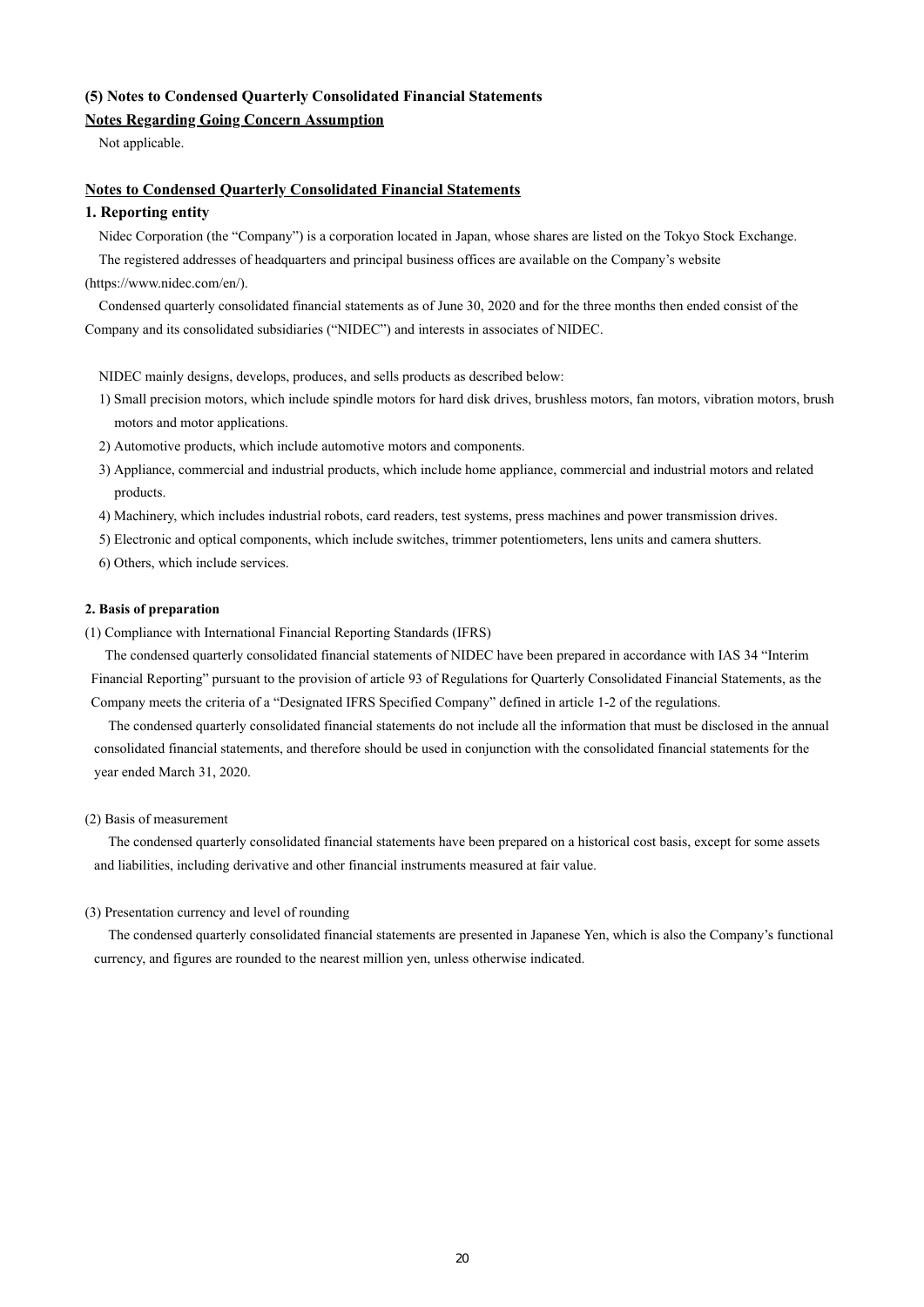### (5) Notes to Condensed Quarterly Consolidated Financial Statements

**Notes Regarding Going Concern Assumption**

Not applicable.

**Notes to Condensed Quarterly Consolidated Financial Statements**

#### 1. Reporting entity

Nidec Corporation (the "Company") is a corporation located in Japan, whose shares are listed on the Tokyo Stock Exchange.

The registered addresses of headquarters and principal business offices are available on the Company's website (https://www.nidec.com/en/).

Condensed quarterly consolidated financial statements as of June 30, 2020 and for the three months then ended consist of the Company and its consolidated subsidiaries ("NIDEC") and interests in associates of NIDEC.

NIDEC mainly designs, develops, produces, and sells products as described below:

1) Small precision motors, which include spindle motors for hard disk drives, brushless motors, fan motors, vibration motors, brush motors and motor applications.
2) Automotive products, which include automotive motors and components.
3) Appliance, commercial and industrial products, which include home appliance, commercial and industrial motors and related products.
4) Machinery, which includes industrial robots, card readers, test systems, press machines and power transmission drives.
5) Electronic and optical components, which include switches, trimmer potentiometers, lens units and camera shutters.
6) Others, which include services.

#### 2. Basis of preparation

(1) Compliance with International Financial Reporting Standards (IFRS)

The condensed quarterly consolidated financial statements of NIDEC have been prepared in accordance with IAS 34 "Interim Financial Reporting" pursuant to the provision of article 93 of Regulations for Quarterly Consolidated Financial Statements, as the Company meets the criteria of a "Designated IFRS Specified Company" defined in article 1-2 of the regulations.

The condensed quarterly consolidated financial statements do not include all the information that must be disclosed in the annual consolidated financial statements, and therefore should be used in conjunction with the consolidated financial statements for the year ended March 31, 2020.

(2) Basis of measurement

The condensed quarterly consolidated financial statements have been prepared on a historical cost basis, except for some assets and liabilities, including derivative and other financial instruments measured at fair value.

(3) Presentation currency and level of rounding

The condensed quarterly consolidated financial statements are presented in Japanese Yen, which is also the Company's functional currency, and figures are rounded to the nearest million yen, unless otherwise indicated.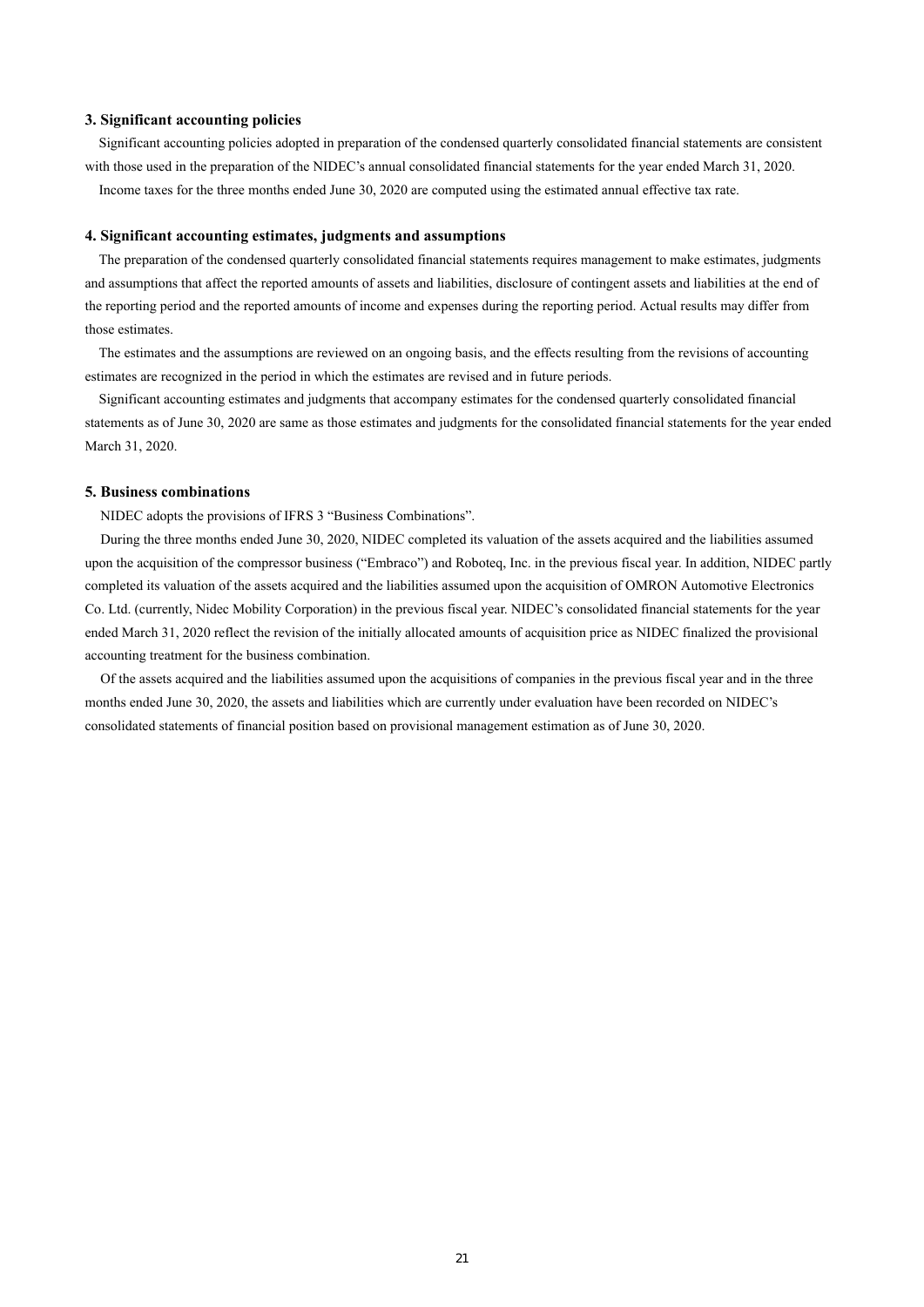### 3. Significant accounting policies

Significant accounting policies adopted in preparation of the condensed quarterly consolidated financial statements are consistent with those used in the preparation of the NIDEC's annual consolidated financial statements for the year ended March 31, 2020.

Income taxes for the three months ended June 30, 2020 are computed using the estimated annual effective tax rate.

### 4. Significant accounting estimates, judgments and assumptions

The preparation of the condensed quarterly consolidated financial statements requires management to make estimates, judgments and assumptions that affect the reported amounts of assets and liabilities, disclosure of contingent assets and liabilities at the end of the reporting period and the reported amounts of income and expenses during the reporting period. Actual results may differ from those estimates.

The estimates and the assumptions are reviewed on an ongoing basis, and the effects resulting from the revisions of accounting estimates are recognized in the period in which the estimates are revised and in future periods.

Significant accounting estimates and judgments that accompany estimates for the condensed quarterly consolidated financial statements as of June 30, 2020 are same as those estimates and judgments for the consolidated financial statements for the year ended March 31, 2020.

### 5. Business combinations

NIDEC adopts the provisions of IFRS 3 "Business Combinations".

During the three months ended June 30, 2020, NIDEC completed its valuation of the assets acquired and the liabilities assumed upon the acquisition of the compressor business ("Embraco") and Roboteq, Inc. in the previous fiscal year. In addition, NIDEC partly completed its valuation of the assets acquired and the liabilities assumed upon the acquisition of OMRON Automotive Electronics Co. Ltd. (currently, Nidec Mobility Corporation) in the previous fiscal year. NIDEC's consolidated financial statements for the year ended March 31, 2020 reflect the revision of the initially allocated amounts of acquisition price as NIDEC finalized the provisional accounting treatment for the business combination.

Of the assets acquired and the liabilities assumed upon the acquisitions of companies in the previous fiscal year and in the three months ended June 30, 2020, the assets and liabilities which are currently under evaluation have been recorded on NIDEC's consolidated statements of financial position based on provisional management estimation as of June 30, 2020.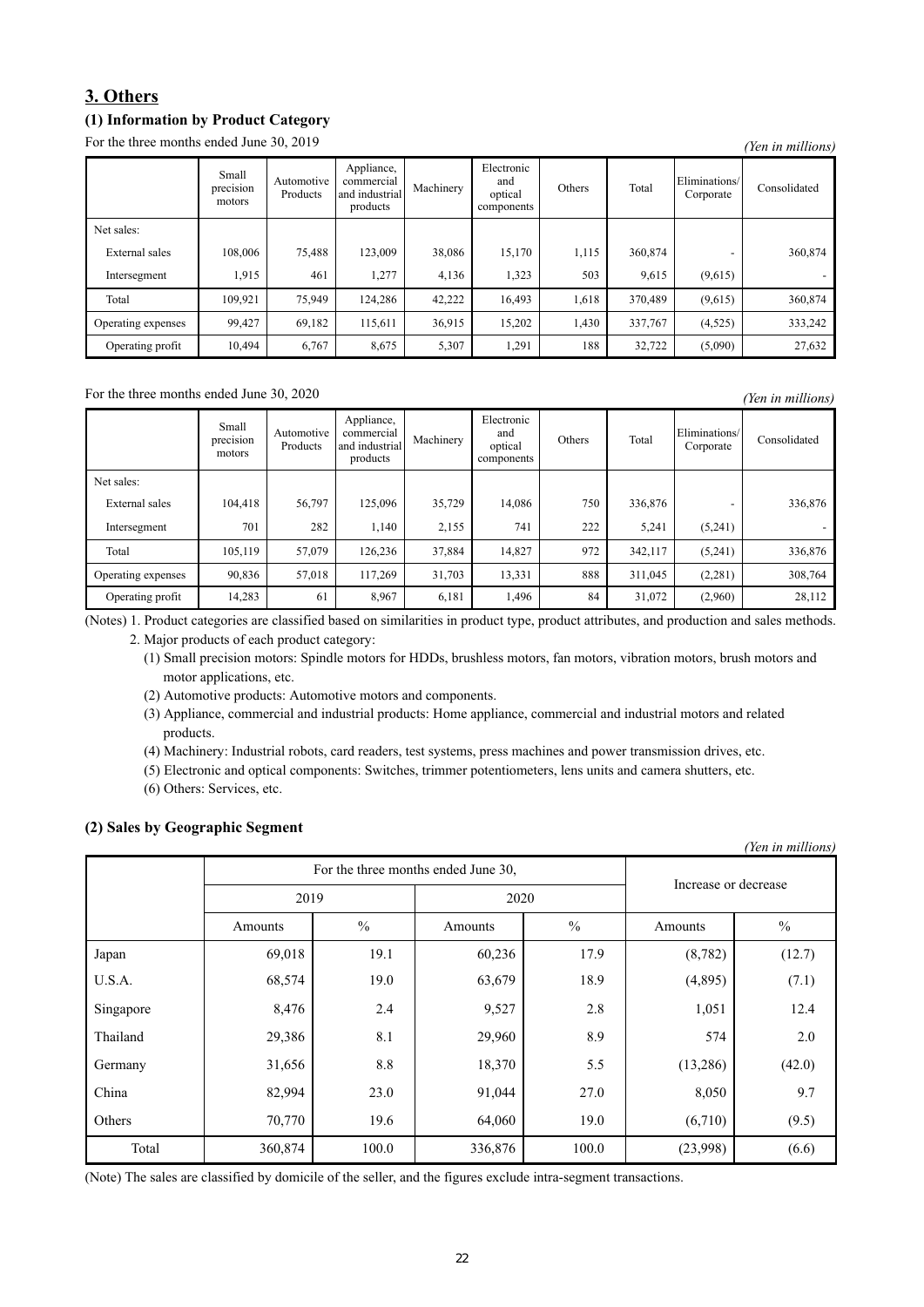## 3. Others

### (1) Information by Product Category

For the three months ended June 30, 2019

*(Yen in millions)*

| | Small precision motors | Automotive Products | Appliance, commercial and industrial products | Machinery | Electronic and optical components | Others | Total | Eliminations/ Corporate | Consolidated |
|---|---|---|---|---|---|---|---|---|---|
| Net sales: | | | | | | | | | |
| External sales | 108,006 | 75,488 | 123,009 | 38,086 | 15,170 | 1,115 | 360,874 | - | 360,874 |
| Intersegment | 1,915 | 461 | 1,277 | 4,136 | 1,323 | 503 | 9,615 | (9,615) | - |
| Total | 109,921 | 75,949 | 124,286 | 42,222 | 16,493 | 1,618 | 370,489 | (9,615) | 360,874 |
| Operating expenses | 99,427 | 69,182 | 115,611 | 36,915 | 15,202 | 1,430 | 337,767 | (4,525) | 333,242 |
| Operating profit | 10,494 | 6,767 | 8,675 | 5,307 | 1,291 | 188 | 32,722 | (5,090) | 27,632 |

For the three months ended June 30, 2020

*(Yen in millions)*

| | Small precision motors | Automotive Products | Appliance, commercial and industrial products | Machinery | Electronic and optical components | Others | Total | Eliminations/ Corporate | Consolidated |
|---|---|---|---|---|---|---|---|---|---|
| Net sales: | | | | | | | | | |
| External sales | 104,418 | 56,797 | 125,096 | 35,729 | 14,086 | 750 | 336,876 | - | 336,876 |
| Intersegment | 701 | 282 | 1,140 | 2,155 | 741 | 222 | 5,241 | (5,241) | - |
| Total | 105,119 | 57,079 | 126,236 | 37,884 | 14,827 | 972 | 342,117 | (5,241) | 336,876 |
| Operating expenses | 90,836 | 57,018 | 117,269 | 31,703 | 13,331 | 888 | 311,045 | (2,281) | 308,764 |
| Operating profit | 14,283 | 61 | 8,967 | 6,181 | 1,496 | 84 | 31,072 | (2,960) | 28,112 |

(Notes) 1. Product categories are classified based on similarities in product type, product attributes, and production and sales methods.

2. Major products of each product category:

(1) Small precision motors: Spindle motors for HDDs, brushless motors, fan motors, vibration motors, brush motors and motor applications, etc.

(2) Automotive products: Automotive motors and components.

(3) Appliance, commercial and industrial products: Home appliance, commercial and industrial motors and related products.

(4) Machinery: Industrial robots, card readers, test systems, press machines and power transmission drives, etc.

(5) Electronic and optical components: Switches, trimmer potentiometers, lens units and camera shutters, etc.

(6) Others: Services, etc.

### (2) Sales by Geographic Segment

*(Yen in millions)*

| | For the three months ended June 30, | | | | Increase or decrease | |
|---|---|---|---|---|---|---|
| | 2019 | | 2020 | | | |
| | Amounts | % | Amounts | % | Amounts | % |
| Japan | 69,018 | 19.1 | 60,236 | 17.9 | (8,782) | (12.7) |
| U.S.A. | 68,574 | 19.0 | 63,679 | 18.9 | (4,895) | (7.1) |
| Singapore | 8,476 | 2.4 | 9,527 | 2.8 | 1,051 | 12.4 |
| Thailand | 29,386 | 8.1 | 29,960 | 8.9 | 574 | 2.0 |
| Germany | 31,656 | 8.8 | 18,370 | 5.5 | (13,286) | (42.0) |
| China | 82,994 | 23.0 | 91,044 | 27.0 | 8,050 | 9.7 |
| Others | 70,770 | 19.6 | 64,060 | 19.0 | (6,710) | (9.5) |
| Total | 360,874 | 100.0 | 336,876 | 100.0 | (23,998) | (6.6) |

(Note) The sales are classified by domicile of the seller, and the figures exclude intra-segment transactions.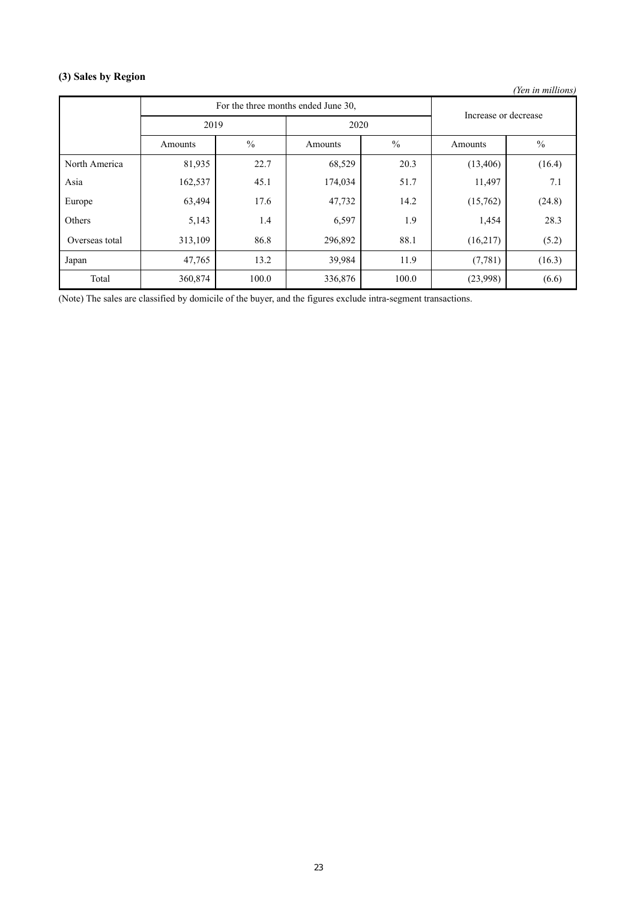### (3) Sales by Region

*(Yen in millions)*

| | For the three months ended June 30, | | | | Increase or decrease | |
|---|---|---|---|---|---|---|
| | 2019 | | 2020 | | | |
| | Amounts | % | Amounts | % | Amounts | % |
| North America | 81,935 | 22.7 | 68,529 | 20.3 | (13,406) | (16.4) |
| Asia | 162,537 | 45.1 | 174,034 | 51.7 | 11,497 | 7.1 |
| Europe | 63,494 | 17.6 | 47,732 | 14.2 | (15,762) | (24.8) |
| Others | 5,143 | 1.4 | 6,597 | 1.9 | 1,454 | 28.3 |
| Overseas total | 313,109 | 86.8 | 296,892 | 88.1 | (16,217) | (5.2) |
| Japan | 47,765 | 13.2 | 39,984 | 11.9 | (7,781) | (16.3) |
| Total | 360,874 | 100.0 | 336,876 | 100.0 | (23,998) | (6.6) |

(Note) The sales are classified by domicile of the buyer, and the figures exclude intra-segment transactions.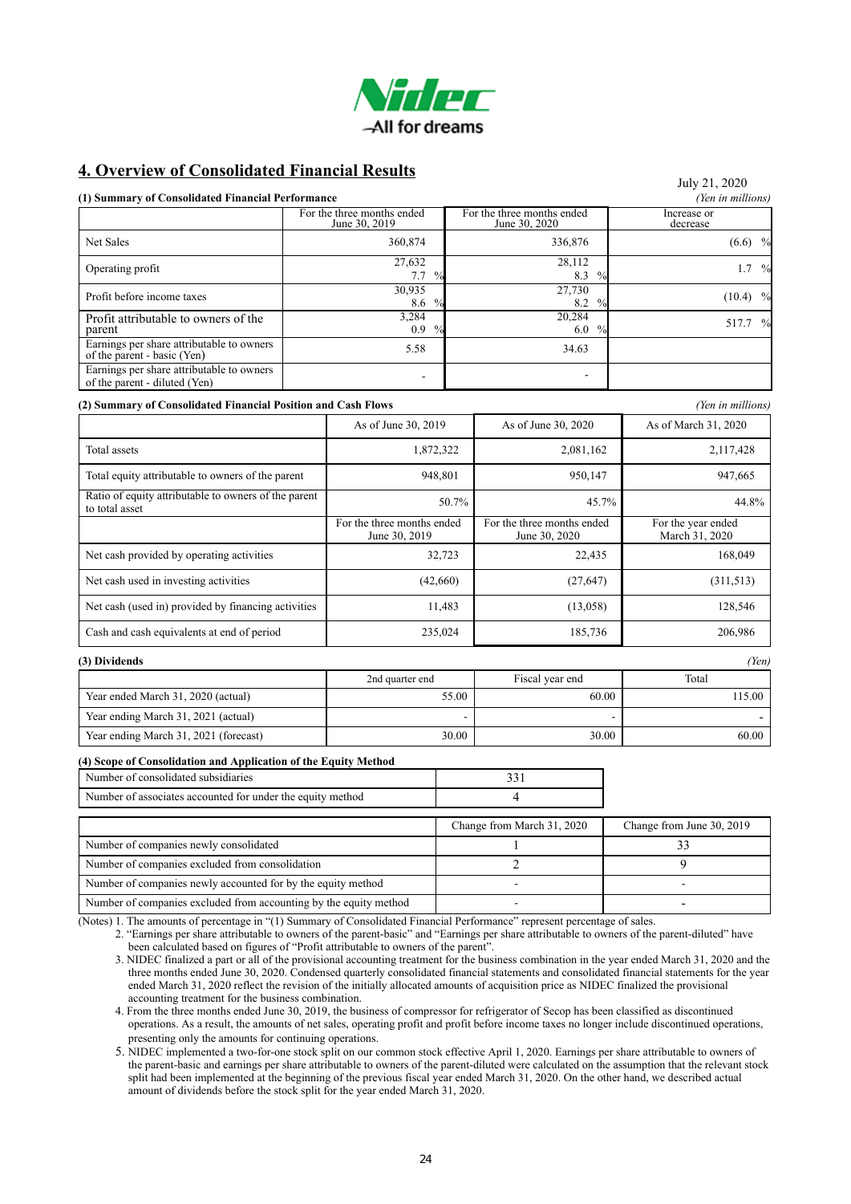Nidec
—All for dreams

## 4. Overview of Consolidated Financial Results

July 21, 2020

**(1) Summary of Consolidated Financial Performance**

*(Yen in millions)*

| | For the three months ended June 30, 2019 | For the three months ended June 30, 2020 | Increase or decrease |
|---|---|---|---|
| Net Sales | 360,874 | 336,876 | (6.6) % |
| Operating profit | 27,632<br>7.7 % | 28,112<br>8.3 % | 1.7 % |
| Profit before income taxes | 30,935<br>8.6 % | 27,730<br>8.2 % | (10.4) % |
| Profit attributable to owners of the parent | 3,284<br>0.9 % | 20,284<br>6.0 % | 517.7 % |
| Earnings per share attributable to owners of the parent - basic (Yen) | 5.58 | 34.63 | |
| Earnings per share attributable to owners of the parent - diluted (Yen) | - | - | |

**(2) Summary of Consolidated Financial Position and Cash Flows**

*(Yen in millions)*

| | As of June 30, 2019 | As of June 30, 2020 | As of March 31, 2020 |
|---|---|---|---|
| Total assets | 1,872,322 | 2,081,162 | 2,117,428 |
| Total equity attributable to owners of the parent | 948,801 | 950,147 | 947,665 |
| Ratio of equity attributable to owners of the parent to total asset | 50.7% | 45.7% | 44.8% |
| | For the three months ended June 30, 2019 | For the three months ended June 30, 2020 | For the year ended March 31, 2020 |
| Net cash provided by operating activities | 32,723 | 22,435 | 168,049 |
| Net cash used in investing activities | (42,660) | (27,647) | (311,513) |
| Net cash (used in) provided by financing activities | 11,483 | (13,058) | 128,546 |
| Cash and cash equivalents at end of period | 235,024 | 185,736 | 206,986 |

**(3) Dividends**

*(Yen)*

| | 2nd quarter end | Fiscal year end | Total |
|---|---|---|---|
| Year ended March 31, 2020 (actual) | 55.00 | 60.00 | 115.00 |
| Year ending March 31, 2021 (actual) | - | - | - |
| Year ending March 31, 2021 (forecast) | 30.00 | 30.00 | 60.00 |

**(4) Scope of Consolidation and Application of the Equity Method**

| | |
|---|---|
| Number of consolidated subsidiaries | 331 |
| Number of associates accounted for under the equity method | 4 |

| | Change from March 31, 2020 | Change from June 30, 2019 |
|---|---|---|
| Number of companies newly consolidated | 1 | 33 |
| Number of companies excluded from consolidation | 2 | 9 |
| Number of companies newly accounted for by the equity method | - | - |
| Number of companies excluded from accounting by the equity method | - | - |

(Notes) 1. The amounts of percentage in "(1) Summary of Consolidated Financial Performance" represent percentage of sales.

2. "Earnings per share attributable to owners of the parent-basic" and "Earnings per share attributable to owners of the parent-diluted" have been calculated based on figures of "Profit attributable to owners of the parent".

3. NIDEC finalized a part or all of the provisional accounting treatment for the business combination in the year ended March 31, 2020 and the three months ended June 30, 2020. Condensed quarterly consolidated financial statements and consolidated financial statements for the year ended March 31, 2020 reflect the revision of the initially allocated amounts of acquisition price as NIDEC finalized the provisional accounting treatment for the business combination.

4. From the three months ended June 30, 2019, the business of compressor for refrigerator of Secop has been classified as discontinued operations. As a result, the amounts of net sales, operating profit and profit before income taxes no longer include discontinued operations, presenting only the amounts for continuing operations.

5. NIDEC implemented a two-for-one stock split on our common stock effective April 1, 2020. Earnings per share attributable to owners of the parent-basic and earnings per share attributable to owners of the parent-diluted were calculated on the assumption that the relevant stock split had been implemented at the beginning of the previous fiscal year ended March 31, 2020. On the other hand, we described actual amount of dividends before the stock split for the year ended March 31, 2020.